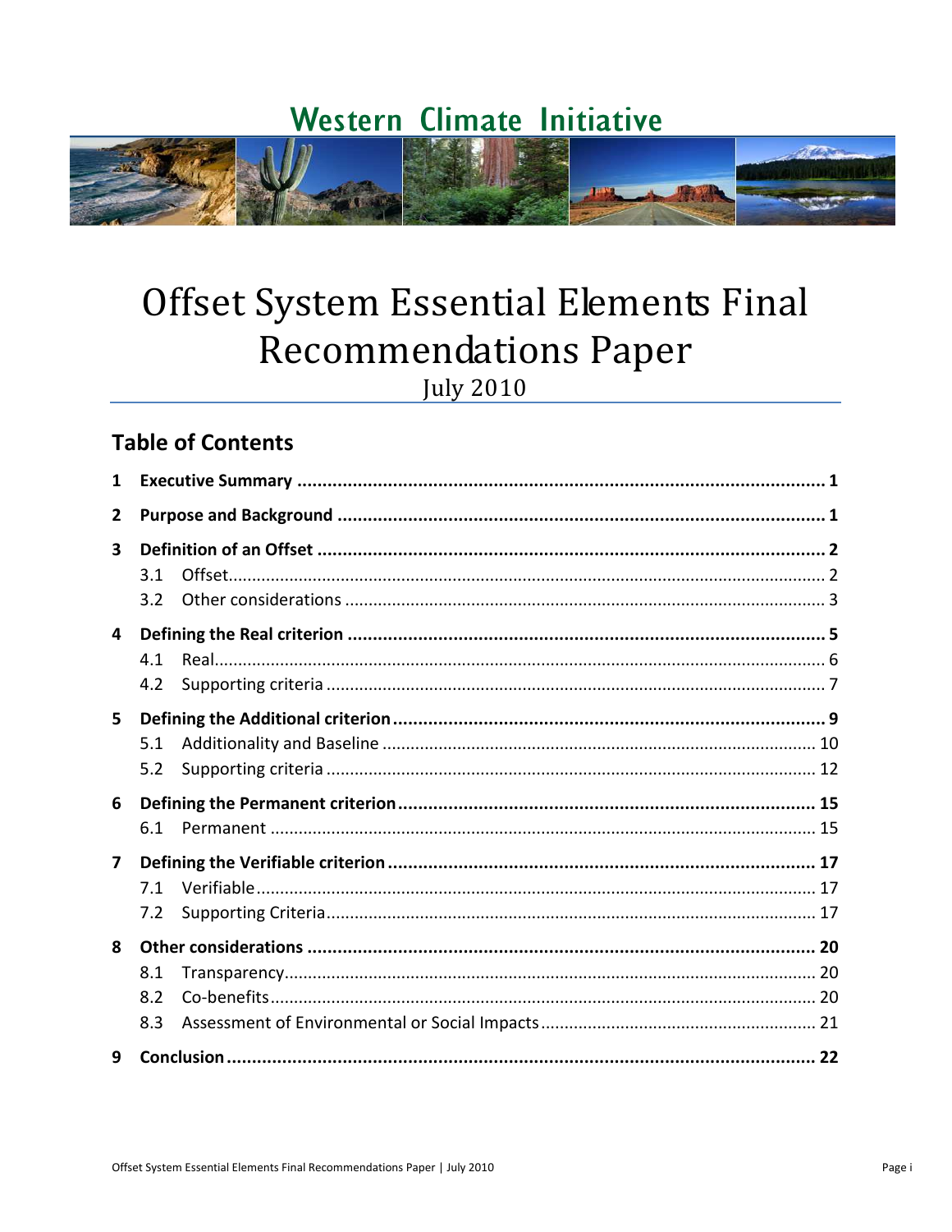Western Climate Initiative

# Offset System Essential Elements Final Recommendations Paper

July 2010

## Table of Contents

- **1 Executive Summary** ..... 1
- **2 Purpose and Background** ..... 1
- **3 Definition of an Offset** ..... 2
  - 3.1 Offset ..... 2
  - 3.2 Other considerations ..... 3
- **4 Defining the Real criterion** ..... 5
  - 4.1 Real ..... 6
  - 4.2 Supporting criteria ..... 7
- **5 Defining the Additional criterion** ..... 9
  - 5.1 Additionality and Baseline ..... 10
  - 5.2 Supporting criteria ..... 12
- **6 Defining the Permanent criterion** ..... 15
  - 6.1 Permanent ..... 15
- **7 Defining the Verifiable criterion** ..... 17
  - 7.1 Verifiable ..... 17
  - 7.2 Supporting Criteria ..... 17
- **8 Other considerations** ..... 20
  - 8.1 Transparency ..... 20
  - 8.2 Co-benefits ..... 20
  - 8.3 Assessment of Environmental or Social Impacts ..... 21
- **9 Conclusion** ..... 22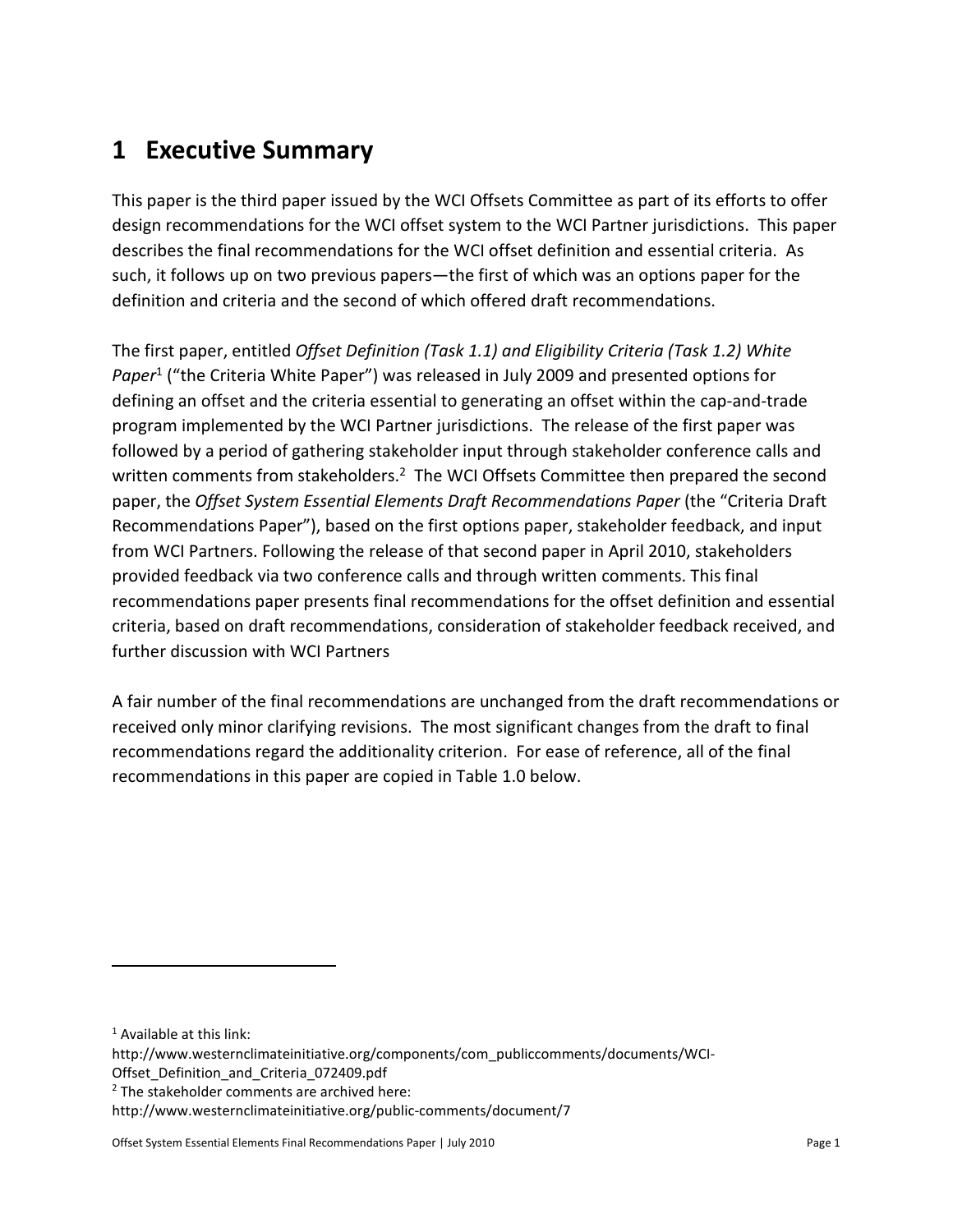# 1 Executive Summary

This paper is the third paper issued by the WCI Offsets Committee as part of its efforts to offer design recommendations for the WCI offset system to the WCI Partner jurisdictions. This paper describes the final recommendations for the WCI offset definition and essential criteria. As such, it follows up on two previous papers—the first of which was an options paper for the definition and criteria and the second of which offered draft recommendations.

The first paper, entitled *Offset Definition (Task 1.1) and Eligibility Criteria (Task 1.2) White Paper*[1] ("the Criteria White Paper") was released in July 2009 and presented options for defining an offset and the criteria essential to generating an offset within the cap-and-trade program implemented by the WCI Partner jurisdictions. The release of the first paper was followed by a period of gathering stakeholder input through stakeholder conference calls and written comments from stakeholders.[2] The WCI Offsets Committee then prepared the second paper, the *Offset System Essential Elements Draft Recommendations Paper* (the "Criteria Draft Recommendations Paper"), based on the first options paper, stakeholder feedback, and input from WCI Partners. Following the release of that second paper in April 2010, stakeholders provided feedback via two conference calls and through written comments. This final recommendations paper presents final recommendations for the offset definition and essential criteria, based on draft recommendations, consideration of stakeholder feedback received, and further discussion with WCI Partners

A fair number of the final recommendations are unchanged from the draft recommendations or received only minor clarifying revisions. The most significant changes from the draft to final recommendations regard the additionality criterion. For ease of reference, all of the final recommendations in this paper are copied in Table 1.0 below.

---

[1] Available at this link: http://www.westernclimateinitiative.org/components/com_publiccomments/documents/WCI-Offset_Definition_and_Criteria_072409.pdf

[2] The stakeholder comments are archived here: http://www.westernclimateinitiative.org/public-comments/document/7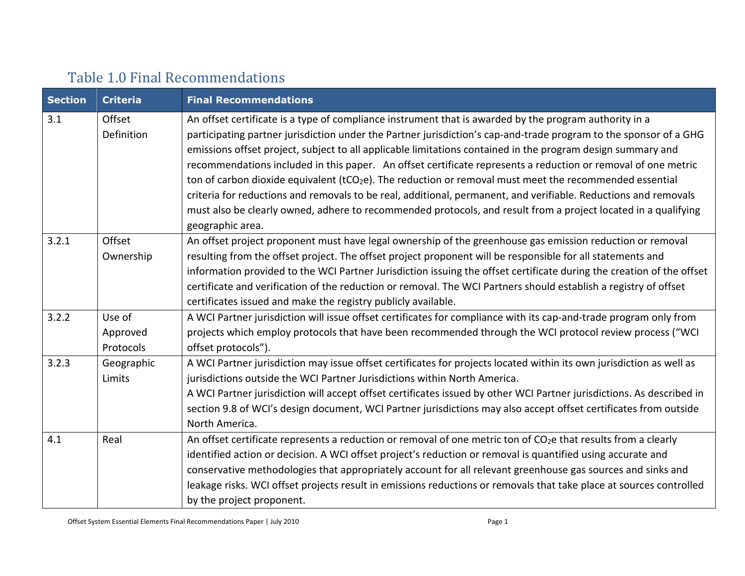## Table 1.0 Final Recommendations

| Section | Criteria | Final Recommendations |
|---|---|---|
| 3.1 | Offset Definition | An offset certificate is a type of compliance instrument that is awarded by the program authority in a participating partner jurisdiction under the Partner jurisdiction's cap-and-trade program to the sponsor of a GHG emissions offset project, subject to all applicable limitations contained in the program design summary and recommendations included in this paper. An offset certificate represents a reduction or removal of one metric ton of carbon dioxide equivalent ($tCO_2e$). The reduction or removal must meet the recommended essential criteria for reductions and removals to be real, additional, permanent, and verifiable. Reductions and removals must also be clearly owned, adhere to recommended protocols, and result from a project located in a qualifying geographic area. |
| 3.2.1 | Offset Ownership | An offset project proponent must have legal ownership of the greenhouse gas emission reduction or removal resulting from the offset project. The offset project proponent will be responsible for all statements and information provided to the WCI Partner Jurisdiction issuing the offset certificate during the creation of the offset certificate and verification of the reduction or removal. The WCI Partners should establish a registry of offset certificates issued and make the registry publicly available. |
| 3.2.2 | Use of Approved Protocols | A WCI Partner jurisdiction will issue offset certificates for compliance with its cap-and-trade program only from projects which employ protocols that have been recommended through the WCI protocol review process ("WCI offset protocols"). |
| 3.2.3 | Geographic Limits | A WCI Partner jurisdiction may issue offset certificates for projects located within its own jurisdiction as well as jurisdictions outside the WCI Partner Jurisdictions within North America.<br>A WCI Partner jurisdiction will accept offset certificates issued by other WCI Partner jurisdictions. As described in section 9.8 of WCI's design document, WCI Partner jurisdictions may also accept offset certificates from outside North America. |
| 4.1 | Real | An offset certificate represents a reduction or removal of one metric ton of $CO_2e$ that results from a clearly identified action or decision. A WCI offset project's reduction or removal is quantified using accurate and conservative methodologies that appropriately account for all relevant greenhouse gas sources and sinks and leakage risks. WCI offset projects result in emissions reductions or removals that take place at sources controlled by the project proponent. |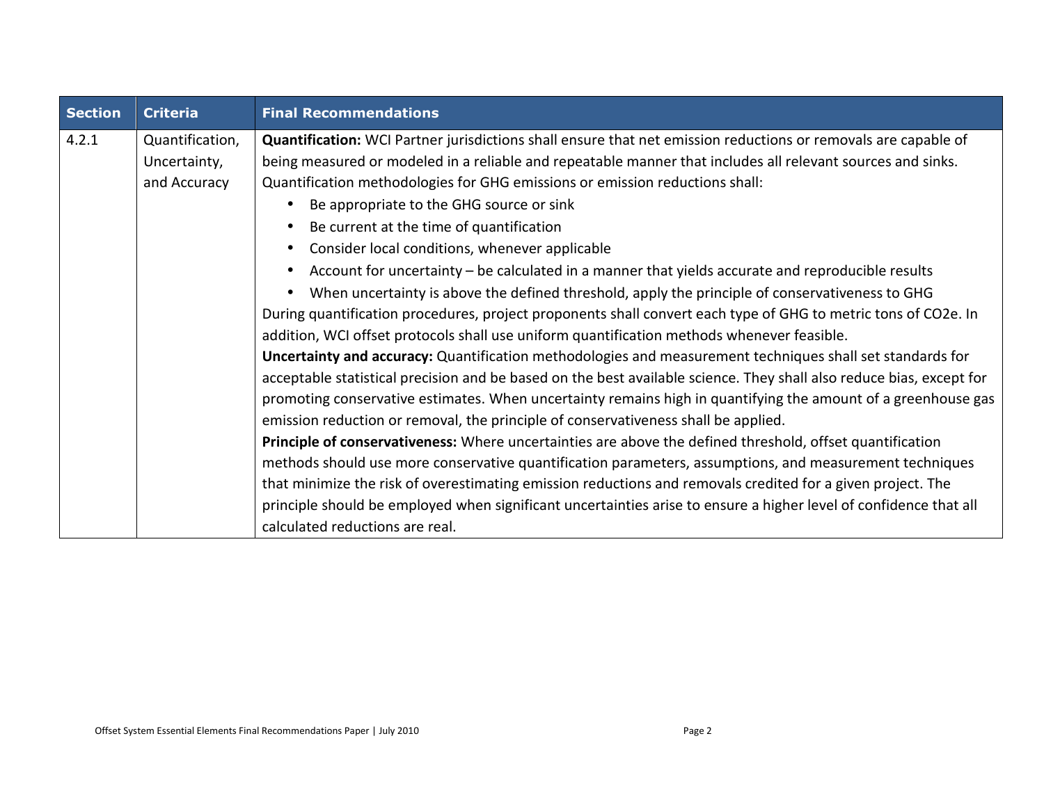| Section | Criteria | Final Recommendations |
|---|---|---|
| 4.2.1 | Quantification, Uncertainty, and Accuracy | **Quantification:** WCI Partner jurisdictions shall ensure that net emission reductions or removals are capable of being measured or modeled in a reliable and repeatable manner that includes all relevant sources and sinks. Quantification methodologies for GHG emissions or emission reductions shall: <br>• Be appropriate to the GHG source or sink <br>• Be current at the time of quantification <br>• Consider local conditions, whenever applicable <br>• Account for uncertainty – be calculated in a manner that yields accurate and reproducible results <br>• When uncertainty is above the defined threshold, apply the principle of conservativeness to GHG <br>During quantification procedures, project proponents shall convert each type of GHG to metric tons of $CO_2e$. In addition, WCI offset protocols shall use uniform quantification methods whenever feasible. <br>**Uncertainty and accuracy:** Quantification methodologies and measurement techniques shall set standards for acceptable statistical precision and be based on the best available science. They shall also reduce bias, except for promoting conservative estimates. When uncertainty remains high in quantifying the amount of a greenhouse gas emission reduction or removal, the principle of conservativeness shall be applied. <br>**Principle of conservativeness:** Where uncertainties are above the defined threshold, offset quantification methods should use more conservative quantification parameters, assumptions, and measurement techniques that minimize the risk of overestimating emission reductions and removals credited for a given project. The principle should be employed when significant uncertainties arise to ensure a higher level of confidence that all calculated reductions are real. |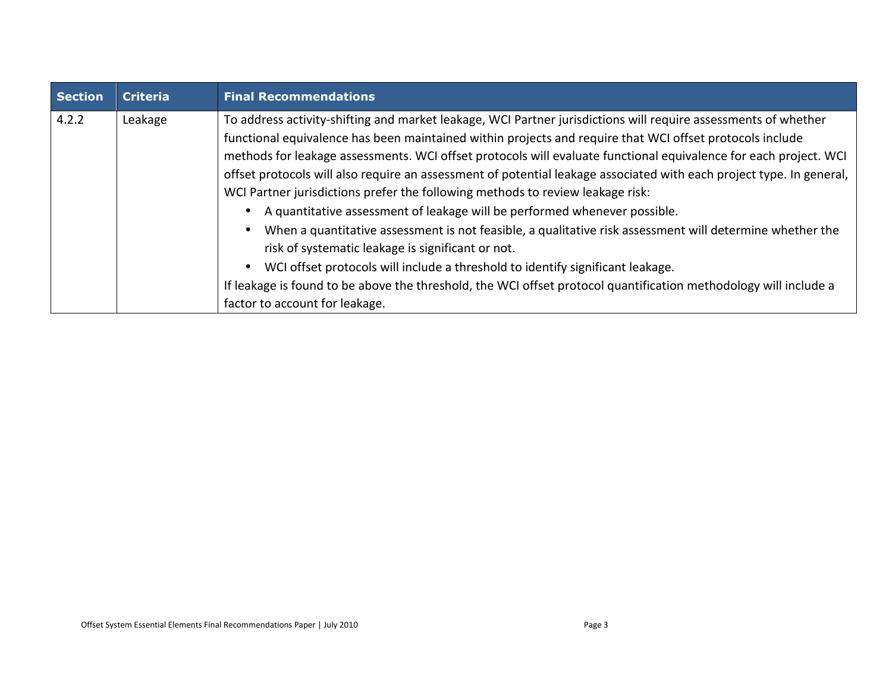| Section | Criteria | Final Recommendations |
|---|---|---|
| 4.2.2 | Leakage | To address activity-shifting and market leakage, WCI Partner jurisdictions will require assessments of whether functional equivalence has been maintained within projects and require that WCI offset protocols include methods for leakage assessments. WCI offset protocols will evaluate functional equivalence for each project. WCI offset protocols will also require an assessment of potential leakage associated with each project type. In general, WCI Partner jurisdictions prefer the following methods to review leakage risk:<br>• A quantitative assessment of leakage will be performed whenever possible.<br>• When a quantitative assessment is not feasible, a qualitative risk assessment will determine whether the risk of systematic leakage is significant or not.<br>• WCI offset protocols will include a threshold to identify significant leakage.<br>If leakage is found to be above the threshold, the WCI offset protocol quantification methodology will include a factor to account for leakage. |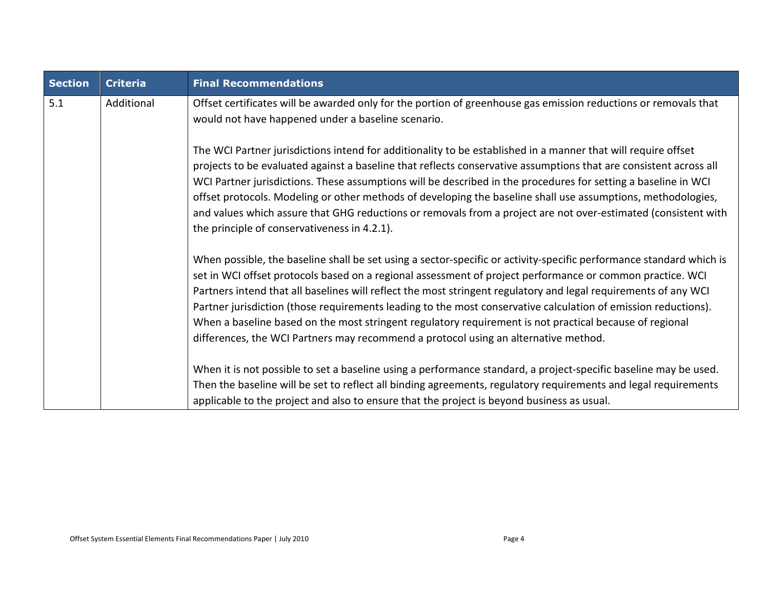| Section | Criteria | Final Recommendations |
|---|---|---|
| 5.1 | Additional | Offset certificates will be awarded only for the portion of greenhouse gas emission reductions or removals that would not have happened under a baseline scenario.<br><br>The WCI Partner jurisdictions intend for additionality to be established in a manner that will require offset projects to be evaluated against a baseline that reflects conservative assumptions that are consistent across all WCI Partner jurisdictions. These assumptions will be described in the procedures for setting a baseline in WCI offset protocols. Modeling or other methods of developing the baseline shall use assumptions, methodologies, and values which assure that GHG reductions or removals from a project are not over-estimated (consistent with the principle of conservativeness in 4.2.1).<br><br>When possible, the baseline shall be set using a sector-specific or activity-specific performance standard which is set in WCI offset protocols based on a regional assessment of project performance or common practice. WCI Partners intend that all baselines will reflect the most stringent regulatory and legal requirements of any WCI Partner jurisdiction (those requirements leading to the most conservative calculation of emission reductions). When a baseline based on the most stringent regulatory requirement is not practical because of regional differences, the WCI Partners may recommend a protocol using an alternative method.<br><br>When it is not possible to set a baseline using a performance standard, a project-specific baseline may be used. Then the baseline will be set to reflect all binding agreements, regulatory requirements and legal requirements applicable to the project and also to ensure that the project is beyond business as usual. |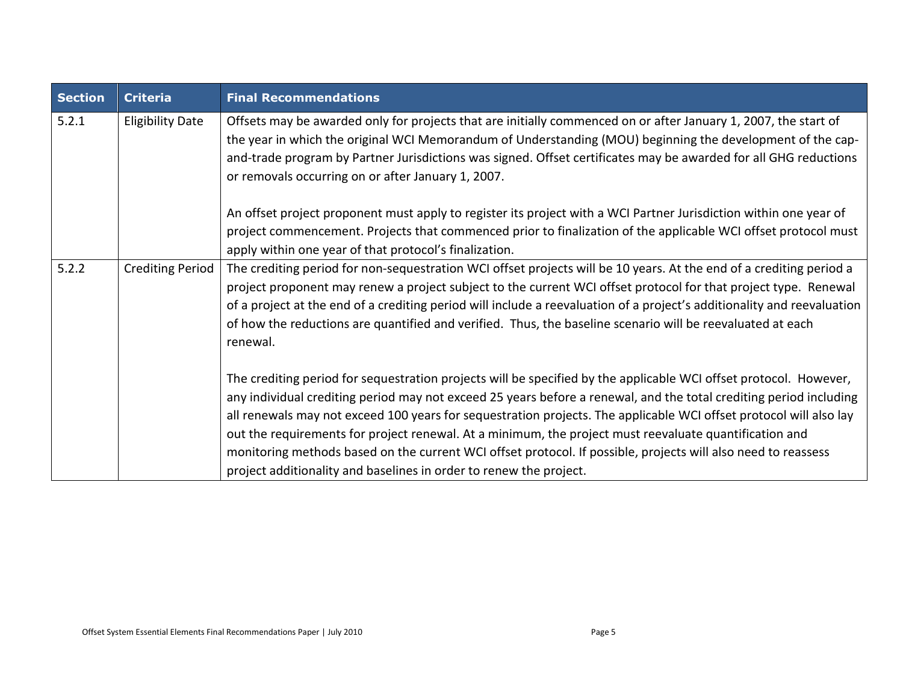| Section | Criteria | Final Recommendations |
|---|---|---|
| 5.2.1 | Eligibility Date | Offsets may be awarded only for projects that are initially commenced on or after January 1, 2007, the start of the year in which the original WCI Memorandum of Understanding (MOU) beginning the development of the cap-and-trade program by Partner Jurisdictions was signed. Offset certificates may be awarded for all GHG reductions or removals occurring on or after January 1, 2007.<br><br>An offset project proponent must apply to register its project with a WCI Partner Jurisdiction within one year of project commencement. Projects that commenced prior to finalization of the applicable WCI offset protocol must apply within one year of that protocol's finalization. |
| 5.2.2 | Crediting Period | The crediting period for non-sequestration WCI offset projects will be 10 years. At the end of a crediting period a project proponent may renew a project subject to the current WCI offset protocol for that project type. Renewal of a project at the end of a crediting period will include a reevaluation of a project's additionality and reevaluation of how the reductions are quantified and verified. Thus, the baseline scenario will be reevaluated at each renewal.<br><br>The crediting period for sequestration projects will be specified by the applicable WCI offset protocol. However, any individual crediting period may not exceed 25 years before a renewal, and the total crediting period including all renewals may not exceed 100 years for sequestration projects. The applicable WCI offset protocol will also lay out the requirements for project renewal. At a minimum, the project must reevaluate quantification and monitoring methods based on the current WCI offset protocol. If possible, projects will also need to reassess project additionality and baselines in order to renew the project. |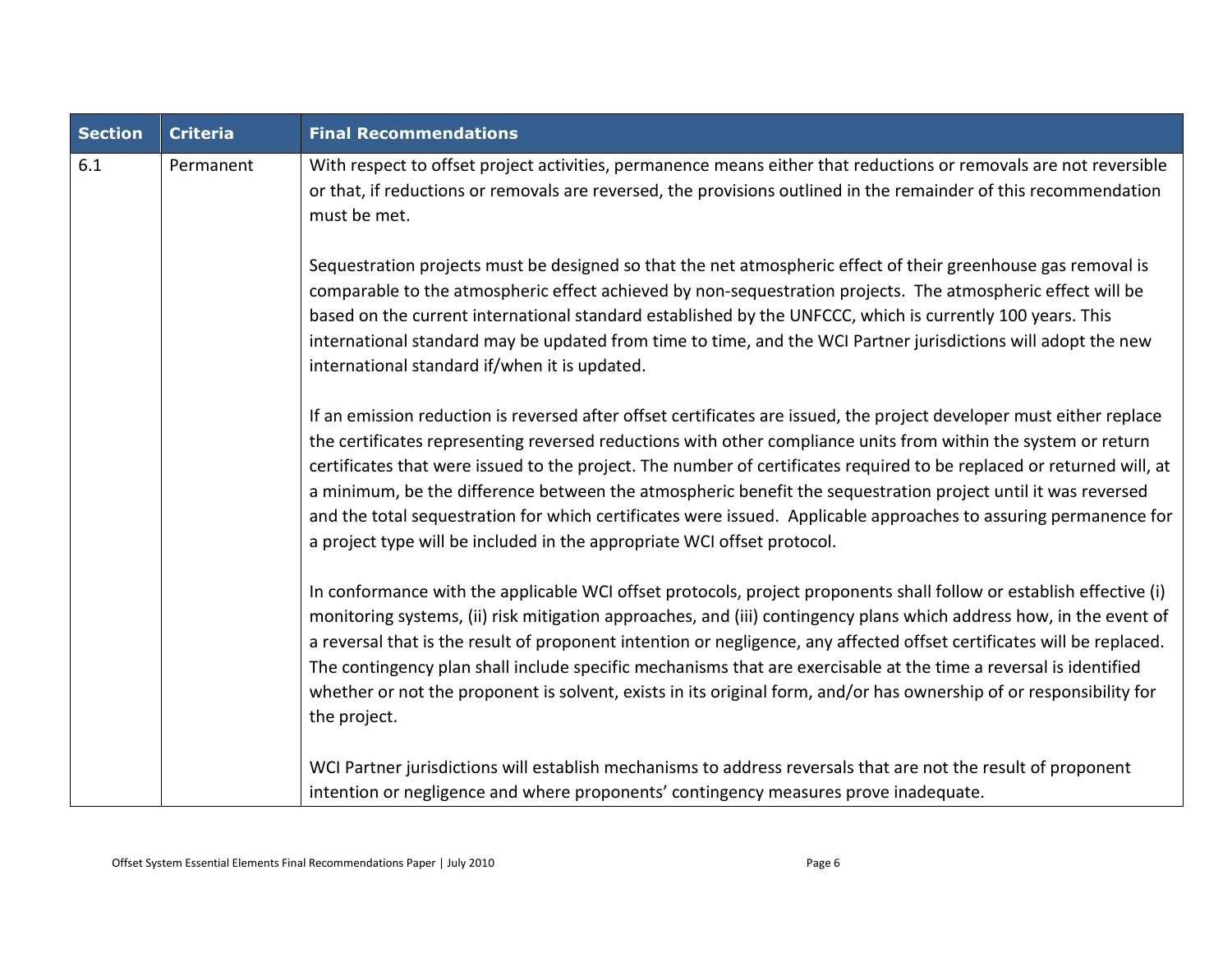| Section | Criteria | Final Recommendations |
| --- | --- | --- |
| 6.1 | Permanent | With respect to offset project activities, permanence means either that reductions or removals are not reversible or that, if reductions or removals are reversed, the provisions outlined in the remainder of this recommendation must be met.<br><br>Sequestration projects must be designed so that the net atmospheric effect of their greenhouse gas removal is comparable to the atmospheric effect achieved by non-sequestration projects. The atmospheric effect will be based on the current international standard established by the UNFCCC, which is currently 100 years. This international standard may be updated from time to time, and the WCI Partner jurisdictions will adopt the new international standard if/when it is updated.<br><br>If an emission reduction is reversed after offset certificates are issued, the project developer must either replace the certificates representing reversed reductions with other compliance units from within the system or return certificates that were issued to the project. The number of certificates required to be replaced or returned will, at a minimum, be the difference between the atmospheric benefit the sequestration project until it was reversed and the total sequestration for which certificates were issued. Applicable approaches to assuring permanence for a project type will be included in the appropriate WCI offset protocol.<br><br>In conformance with the applicable WCI offset protocols, project proponents shall follow or establish effective (i) monitoring systems, (ii) risk mitigation approaches, and (iii) contingency plans which address how, in the event of a reversal that is the result of proponent intention or negligence, any affected offset certificates will be replaced. The contingency plan shall include specific mechanisms that are exercisable at the time a reversal is identified whether or not the proponent is solvent, exists in its original form, and/or has ownership of or responsibility for the project.<br><br>WCI Partner jurisdictions will establish mechanisms to address reversals that are not the result of proponent intention or negligence and where proponents' contingency measures prove inadequate. |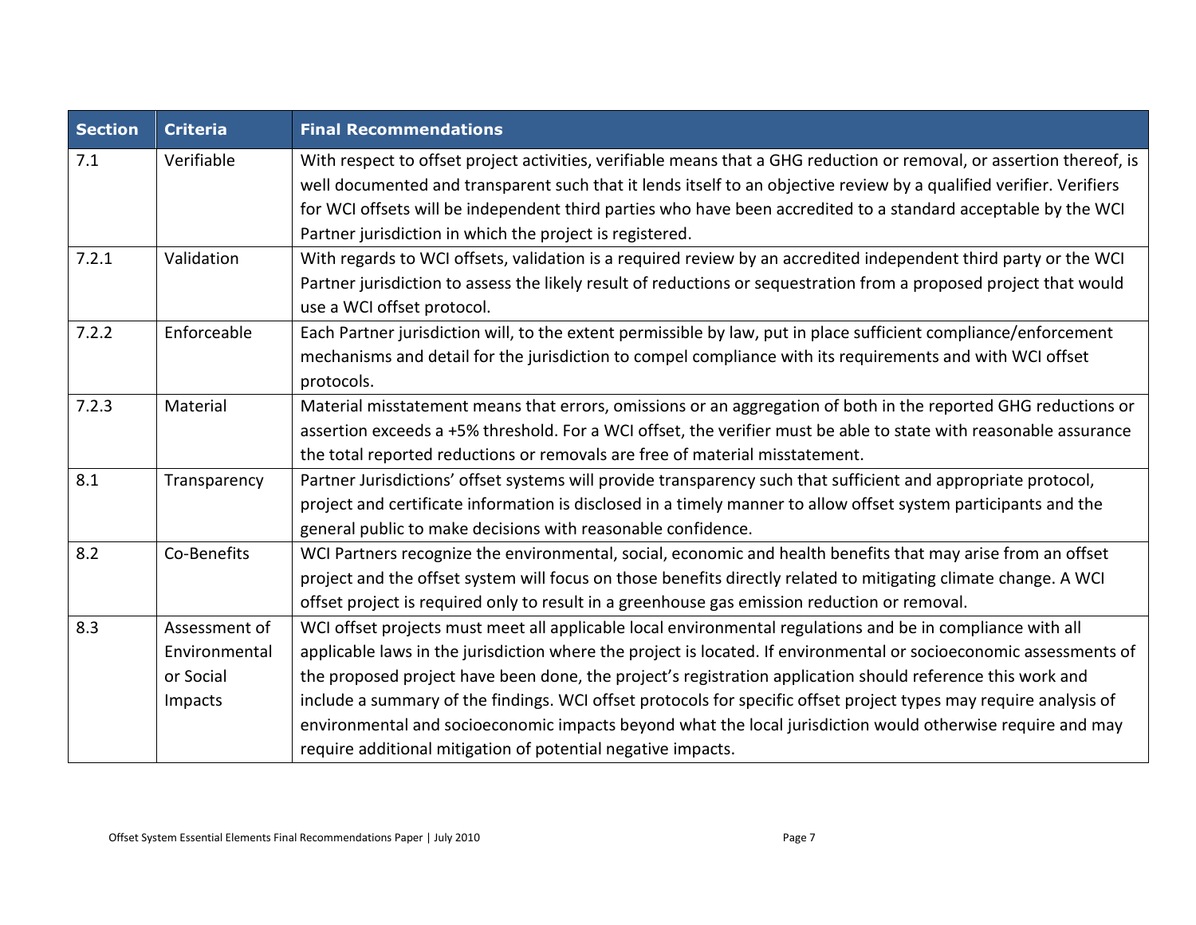| Section | Criteria | Final Recommendations |
|---|---|---|
| 7.1 | Verifiable | With respect to offset project activities, verifiable means that a GHG reduction or removal, or assertion thereof, is well documented and transparent such that it lends itself to an objective review by a qualified verifier. Verifiers for WCI offsets will be independent third parties who have been accredited to a standard acceptable by the WCI Partner jurisdiction in which the project is registered. |
| 7.2.1 | Validation | With regards to WCI offsets, validation is a required review by an accredited independent third party or the WCI Partner jurisdiction to assess the likely result of reductions or sequestration from a proposed project that would use a WCI offset protocol. |
| 7.2.2 | Enforceable | Each Partner jurisdiction will, to the extent permissible by law, put in place sufficient compliance/enforcement mechanisms and detail for the jurisdiction to compel compliance with its requirements and with WCI offset protocols. |
| 7.2.3 | Material | Material misstatement means that errors, omissions or an aggregation of both in the reported GHG reductions or assertion exceeds a +5% threshold. For a WCI offset, the verifier must be able to state with reasonable assurance the total reported reductions or removals are free of material misstatement. |
| 8.1 | Transparency | Partner Jurisdictions' offset systems will provide transparency such that sufficient and appropriate protocol, project and certificate information is disclosed in a timely manner to allow offset system participants and the general public to make decisions with reasonable confidence. |
| 8.2 | Co-Benefits | WCI Partners recognize the environmental, social, economic and health benefits that may arise from an offset project and the offset system will focus on those benefits directly related to mitigating climate change. A WCI offset project is required only to result in a greenhouse gas emission reduction or removal. |
| 8.3 | Assessment of Environmental or Social Impacts | WCI offset projects must meet all applicable local environmental regulations and be in compliance with all applicable laws in the jurisdiction where the project is located. If environmental or socioeconomic assessments of the proposed project have been done, the project's registration application should reference this work and include a summary of the findings. WCI offset protocols for specific offset project types may require analysis of environmental and socioeconomic impacts beyond what the local jurisdiction would otherwise require and may require additional mitigation of potential negative impacts. |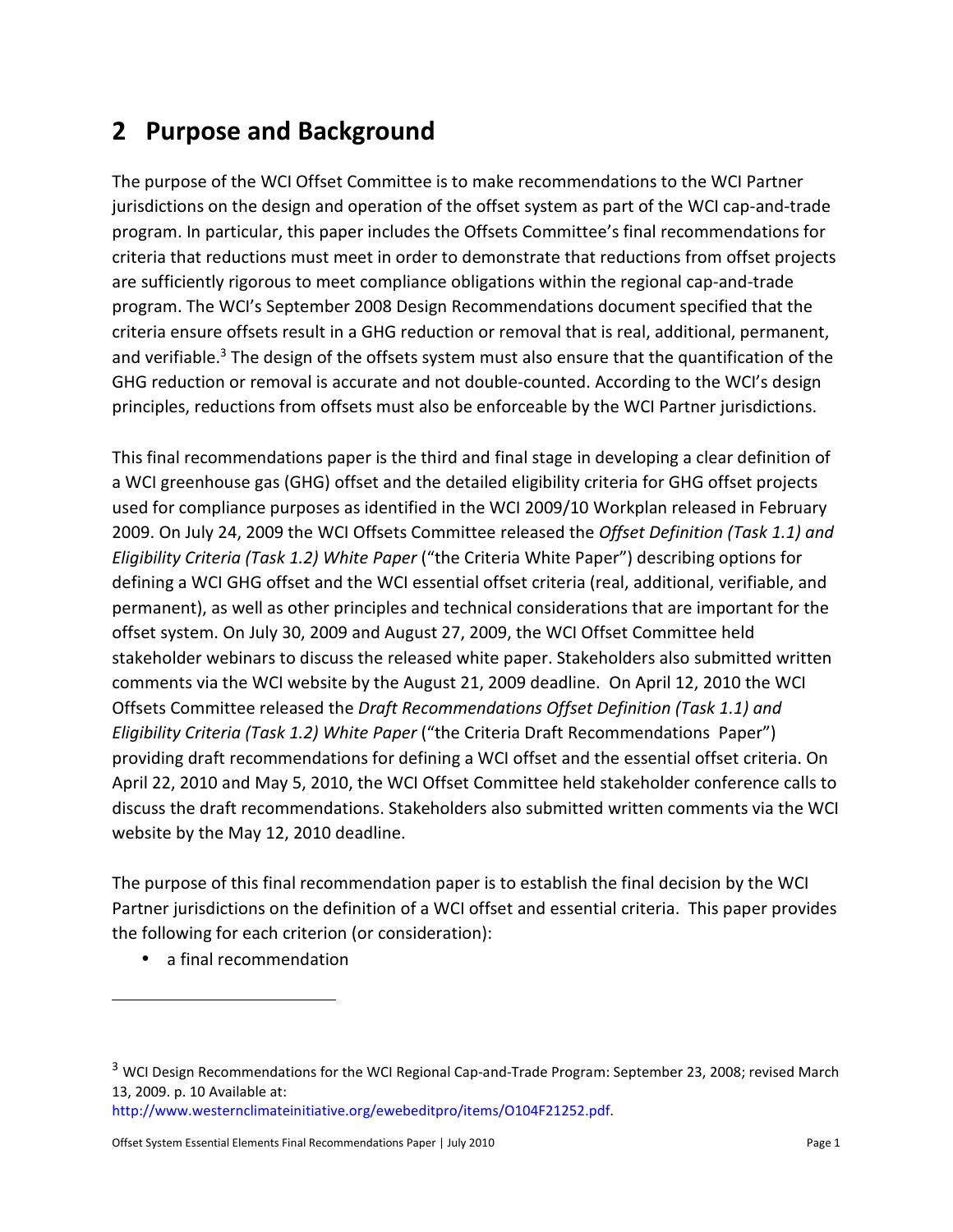# 2 Purpose and Background

The purpose of the WCI Offset Committee is to make recommendations to the WCI Partner jurisdictions on the design and operation of the offset system as part of the WCI cap-and-trade program. In particular, this paper includes the Offsets Committee's final recommendations for criteria that reductions must meet in order to demonstrate that reductions from offset projects are sufficiently rigorous to meet compliance obligations within the regional cap-and-trade program. The WCI's September 2008 Design Recommendations document specified that the criteria ensure offsets result in a GHG reduction or removal that is real, additional, permanent, and verifiable.[3] The design of the offsets system must also ensure that the quantification of the GHG reduction or removal is accurate and not double-counted. According to the WCI's design principles, reductions from offsets must also be enforceable by the WCI Partner jurisdictions.

This final recommendations paper is the third and final stage in developing a clear definition of a WCI greenhouse gas (GHG) offset and the detailed eligibility criteria for GHG offset projects used for compliance purposes as identified in the WCI 2009/10 Workplan released in February 2009. On July 24, 2009 the WCI Offsets Committee released the *Offset Definition (Task 1.1) and Eligibility Criteria (Task 1.2) White Paper* ("the Criteria White Paper") describing options for defining a WCI GHG offset and the WCI essential offset criteria (real, additional, verifiable, and permanent), as well as other principles and technical considerations that are important for the offset system. On July 30, 2009 and August 27, 2009, the WCI Offset Committee held stakeholder webinars to discuss the released white paper. Stakeholders also submitted written comments via the WCI website by the August 21, 2009 deadline. On April 12, 2010 the WCI Offsets Committee released the *Draft Recommendations Offset Definition (Task 1.1) and Eligibility Criteria (Task 1.2) White Paper* ("the Criteria Draft Recommendations Paper") providing draft recommendations for defining a WCI offset and the essential offset criteria. On April 22, 2010 and May 5, 2010, the WCI Offset Committee held stakeholder conference calls to discuss the draft recommendations. Stakeholders also submitted written comments via the WCI website by the May 12, 2010 deadline.

The purpose of this final recommendation paper is to establish the final decision by the WCI Partner jurisdictions on the definition of a WCI offset and essential criteria. This paper provides the following for each criterion (or consideration):

- a final recommendation

---

[3] WCI Design Recommendations for the WCI Regional Cap-and-Trade Program: September 23, 2008; revised March 13, 2009. p. 10 Available at: http://www.westernclimateinitiative.org/ewebeditpro/items/O104F21252.pdf.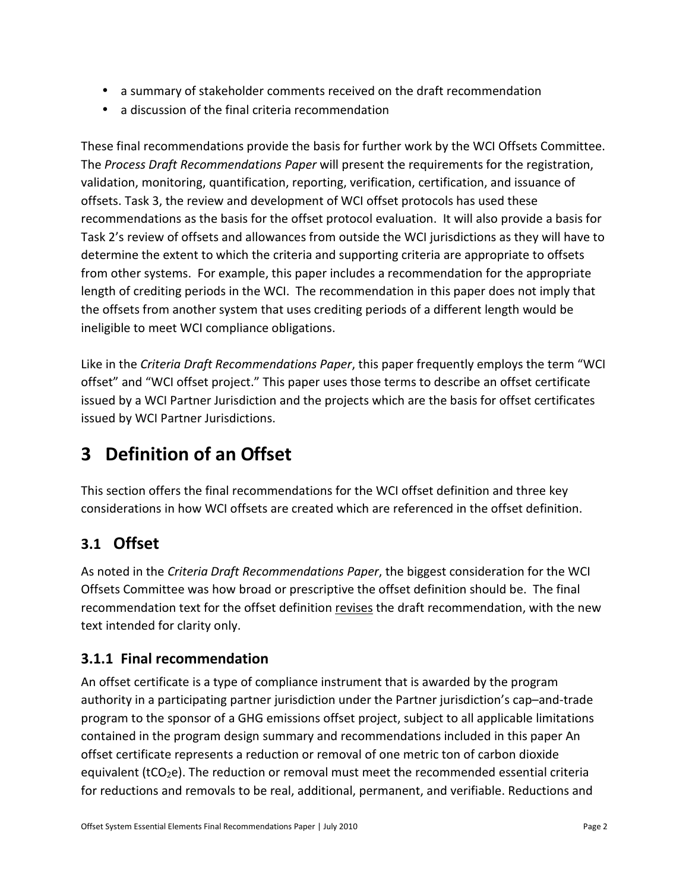- a summary of stakeholder comments received on the draft recommendation
- a discussion of the final criteria recommendation

These final recommendations provide the basis for further work by the WCI Offsets Committee. The *Process Draft Recommendations Paper* will present the requirements for the registration, validation, monitoring, quantification, reporting, verification, certification, and issuance of offsets. Task 3, the review and development of WCI offset protocols has used these recommendations as the basis for the offset protocol evaluation. It will also provide a basis for Task 2's review of offsets and allowances from outside the WCI jurisdictions as they will have to determine the extent to which the criteria and supporting criteria are appropriate to offsets from other systems. For example, this paper includes a recommendation for the appropriate length of crediting periods in the WCI. The recommendation in this paper does not imply that the offsets from another system that uses crediting periods of a different length would be ineligible to meet WCI compliance obligations.

Like in the *Criteria Draft Recommendations Paper*, this paper frequently employs the term "WCI offset" and "WCI offset project." This paper uses those terms to describe an offset certificate issued by a WCI Partner Jurisdiction and the projects which are the basis for offset certificates issued by WCI Partner Jurisdictions.

# 3 Definition of an Offset

This section offers the final recommendations for the WCI offset definition and three key considerations in how WCI offsets are created which are referenced in the offset definition.

## 3.1 Offset

As noted in the *Criteria Draft Recommendations Paper*, the biggest consideration for the WCI Offsets Committee was how broad or prescriptive the offset definition should be. The final recommendation text for the offset definition revises the draft recommendation, with the new text intended for clarity only.

### 3.1.1 Final recommendation

An offset certificate is a type of compliance instrument that is awarded by the program authority in a participating partner jurisdiction under the Partner jurisdiction's cap–and-trade program to the sponsor of a GHG emissions offset project, subject to all applicable limitations contained in the program design summary and recommendations included in this paper An offset certificate represents a reduction or removal of one metric ton of carbon dioxide equivalent ($tCO_2e$). The reduction or removal must meet the recommended essential criteria for reductions and removals to be real, additional, permanent, and verifiable. Reductions and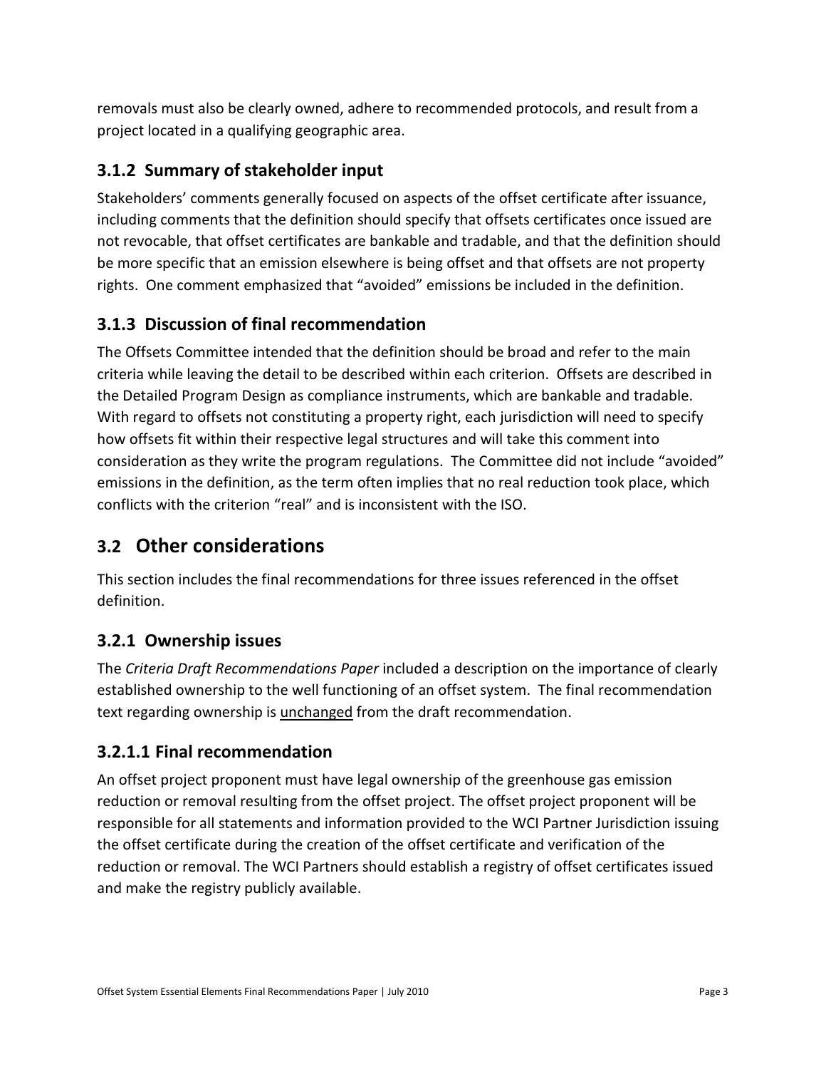removals must also be clearly owned, adhere to recommended protocols, and result from a project located in a qualifying geographic area.

### 3.1.2 Summary of stakeholder input

Stakeholders' comments generally focused on aspects of the offset certificate after issuance, including comments that the definition should specify that offsets certificates once issued are not revocable, that offset certificates are bankable and tradable, and that the definition should be more specific that an emission elsewhere is being offset and that offsets are not property rights. One comment emphasized that "avoided" emissions be included in the definition.

### 3.1.3 Discussion of final recommendation

The Offsets Committee intended that the definition should be broad and refer to the main criteria while leaving the detail to be described within each criterion. Offsets are described in the Detailed Program Design as compliance instruments, which are bankable and tradable. With regard to offsets not constituting a property right, each jurisdiction will need to specify how offsets fit within their respective legal structures and will take this comment into consideration as they write the program regulations. The Committee did not include "avoided" emissions in the definition, as the term often implies that no real reduction took place, which conflicts with the criterion "real" and is inconsistent with the ISO.

## 3.2 Other considerations

This section includes the final recommendations for three issues referenced in the offset definition.

### 3.2.1 Ownership issues

The *Criteria Draft Recommendations Paper* included a description on the importance of clearly established ownership to the well functioning of an offset system. The final recommendation text regarding ownership is <u>unchanged</u> from the draft recommendation.

#### 3.2.1.1 Final recommendation

An offset project proponent must have legal ownership of the greenhouse gas emission reduction or removal resulting from the offset project. The offset project proponent will be responsible for all statements and information provided to the WCI Partner Jurisdiction issuing the offset certificate during the creation of the offset certificate and verification of the reduction or removal. The WCI Partners should establish a registry of offset certificates issued and make the registry publicly available.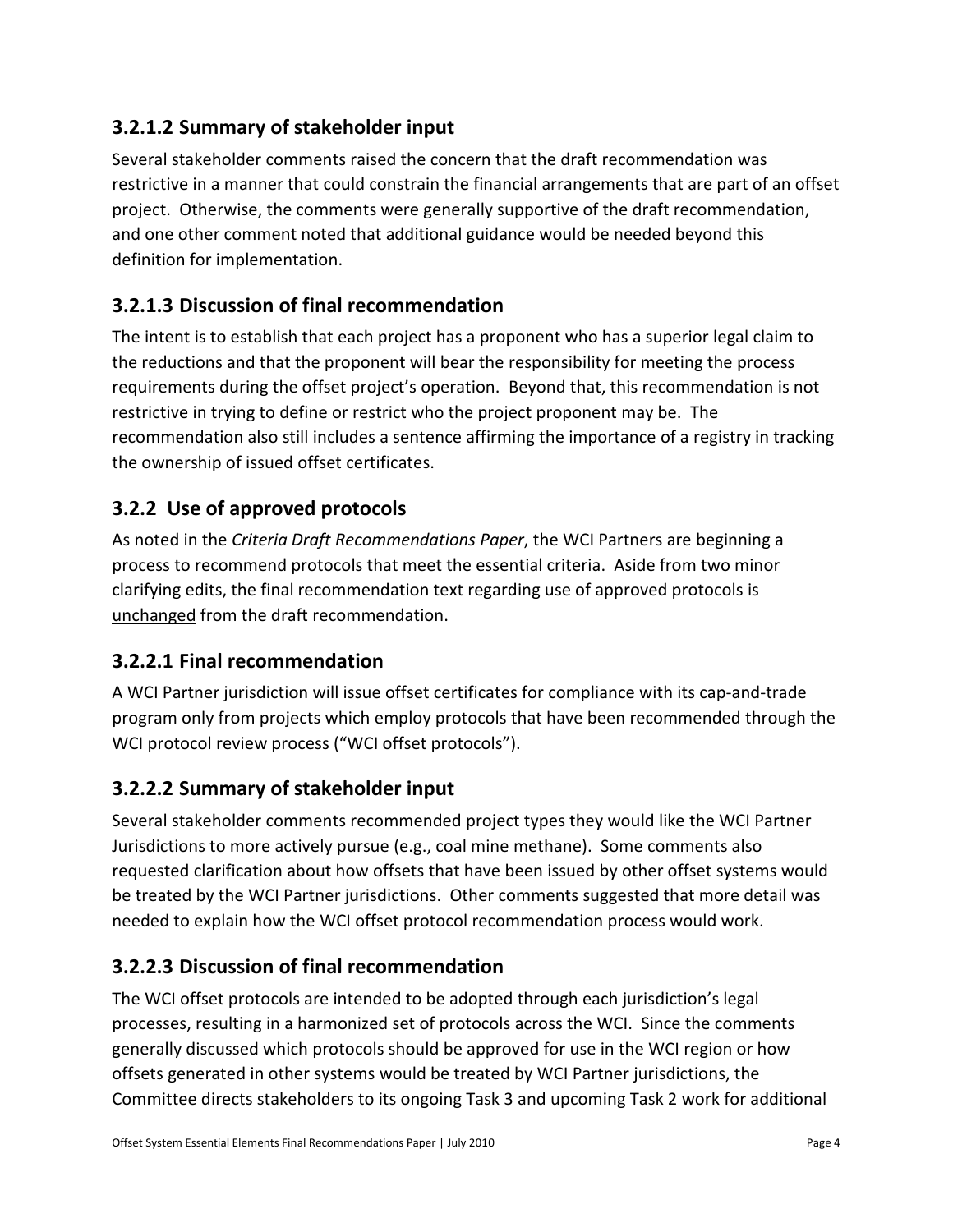### 3.2.1.2 Summary of stakeholder input

Several stakeholder comments raised the concern that the draft recommendation was restrictive in a manner that could constrain the financial arrangements that are part of an offset project. Otherwise, the comments were generally supportive of the draft recommendation, and one other comment noted that additional guidance would be needed beyond this definition for implementation.

### 3.2.1.3 Discussion of final recommendation

The intent is to establish that each project has a proponent who has a superior legal claim to the reductions and that the proponent will bear the responsibility for meeting the process requirements during the offset project's operation. Beyond that, this recommendation is not restrictive in trying to define or restrict who the project proponent may be. The recommendation also still includes a sentence affirming the importance of a registry in tracking the ownership of issued offset certificates.

### 3.2.2 Use of approved protocols

As noted in the *Criteria Draft Recommendations Paper*, the WCI Partners are beginning a process to recommend protocols that meet the essential criteria. Aside from two minor clarifying edits, the final recommendation text regarding use of approved protocols is unchanged from the draft recommendation.

### 3.2.2.1 Final recommendation

A WCI Partner jurisdiction will issue offset certificates for compliance with its cap-and-trade program only from projects which employ protocols that have been recommended through the WCI protocol review process ("WCI offset protocols").

### 3.2.2.2 Summary of stakeholder input

Several stakeholder comments recommended project types they would like the WCI Partner Jurisdictions to more actively pursue (e.g., coal mine methane). Some comments also requested clarification about how offsets that have been issued by other offset systems would be treated by the WCI Partner jurisdictions. Other comments suggested that more detail was needed to explain how the WCI offset protocol recommendation process would work.

### 3.2.2.3 Discussion of final recommendation

The WCI offset protocols are intended to be adopted through each jurisdiction's legal processes, resulting in a harmonized set of protocols across the WCI. Since the comments generally discussed which protocols should be approved for use in the WCI region or how offsets generated in other systems would be treated by WCI Partner jurisdictions, the Committee directs stakeholders to its ongoing Task 3 and upcoming Task 2 work for additional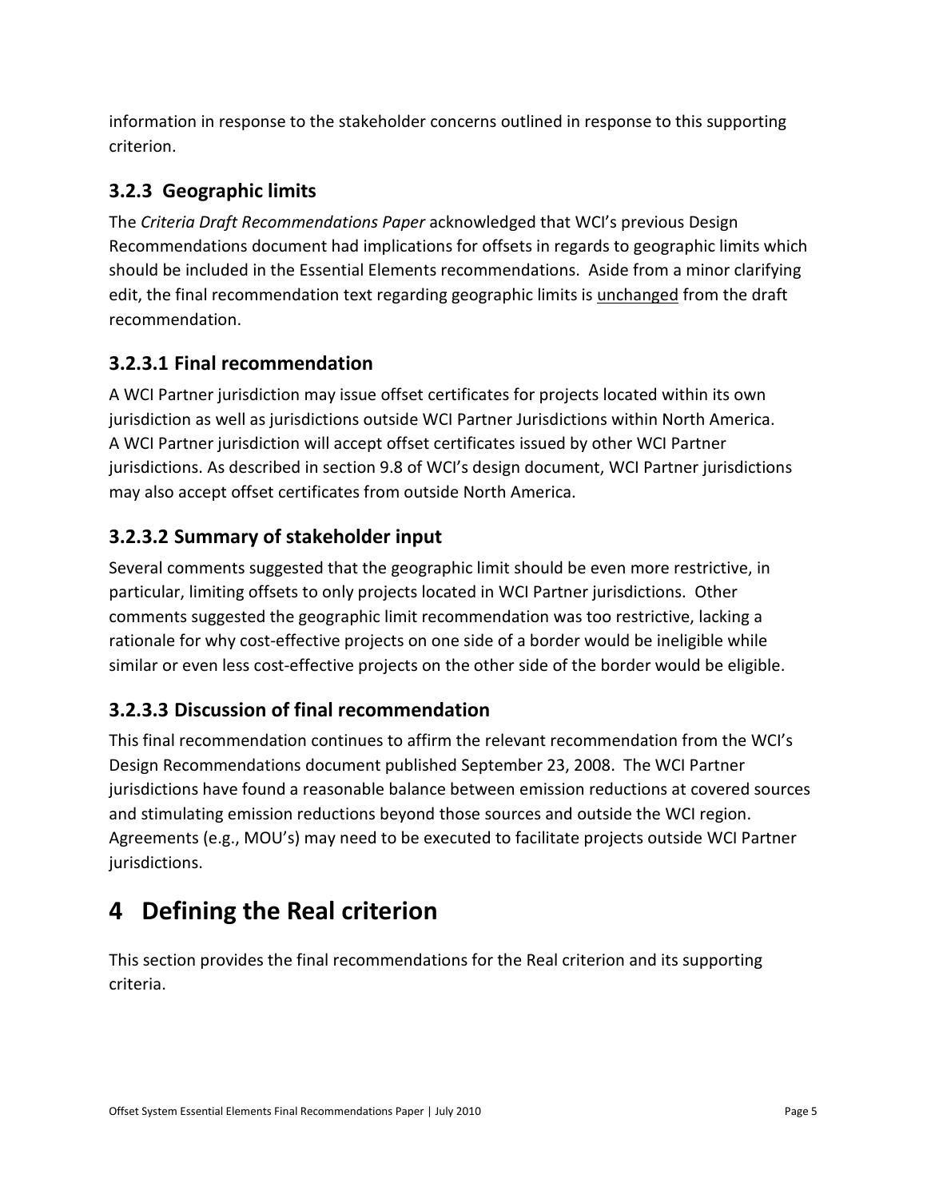information in response to the stakeholder concerns outlined in response to this supporting criterion.

### 3.2.3 Geographic limits

The *Criteria Draft Recommendations Paper* acknowledged that WCI's previous Design Recommendations document had implications for offsets in regards to geographic limits which should be included in the Essential Elements recommendations. Aside from a minor clarifying edit, the final recommendation text regarding geographic limits is <u>unchanged</u> from the draft recommendation.

### 3.2.3.1 Final recommendation

A WCI Partner jurisdiction may issue offset certificates for projects located within its own jurisdiction as well as jurisdictions outside WCI Partner Jurisdictions within North America. A WCI Partner jurisdiction will accept offset certificates issued by other WCI Partner jurisdictions. As described in section 9.8 of WCI's design document, WCI Partner jurisdictions may also accept offset certificates from outside North America.

### 3.2.3.2 Summary of stakeholder input

Several comments suggested that the geographic limit should be even more restrictive, in particular, limiting offsets to only projects located in WCI Partner jurisdictions. Other comments suggested the geographic limit recommendation was too restrictive, lacking a rationale for why cost-effective projects on one side of a border would be ineligible while similar or even less cost-effective projects on the other side of the border would be eligible.

### 3.2.3.3 Discussion of final recommendation

This final recommendation continues to affirm the relevant recommendation from the WCI's Design Recommendations document published September 23, 2008. The WCI Partner jurisdictions have found a reasonable balance between emission reductions at covered sources and stimulating emission reductions beyond those sources and outside the WCI region. Agreements (e.g., MOU's) may need to be executed to facilitate projects outside WCI Partner jurisdictions.

# 4 Defining the Real criterion

This section provides the final recommendations for the Real criterion and its supporting criteria.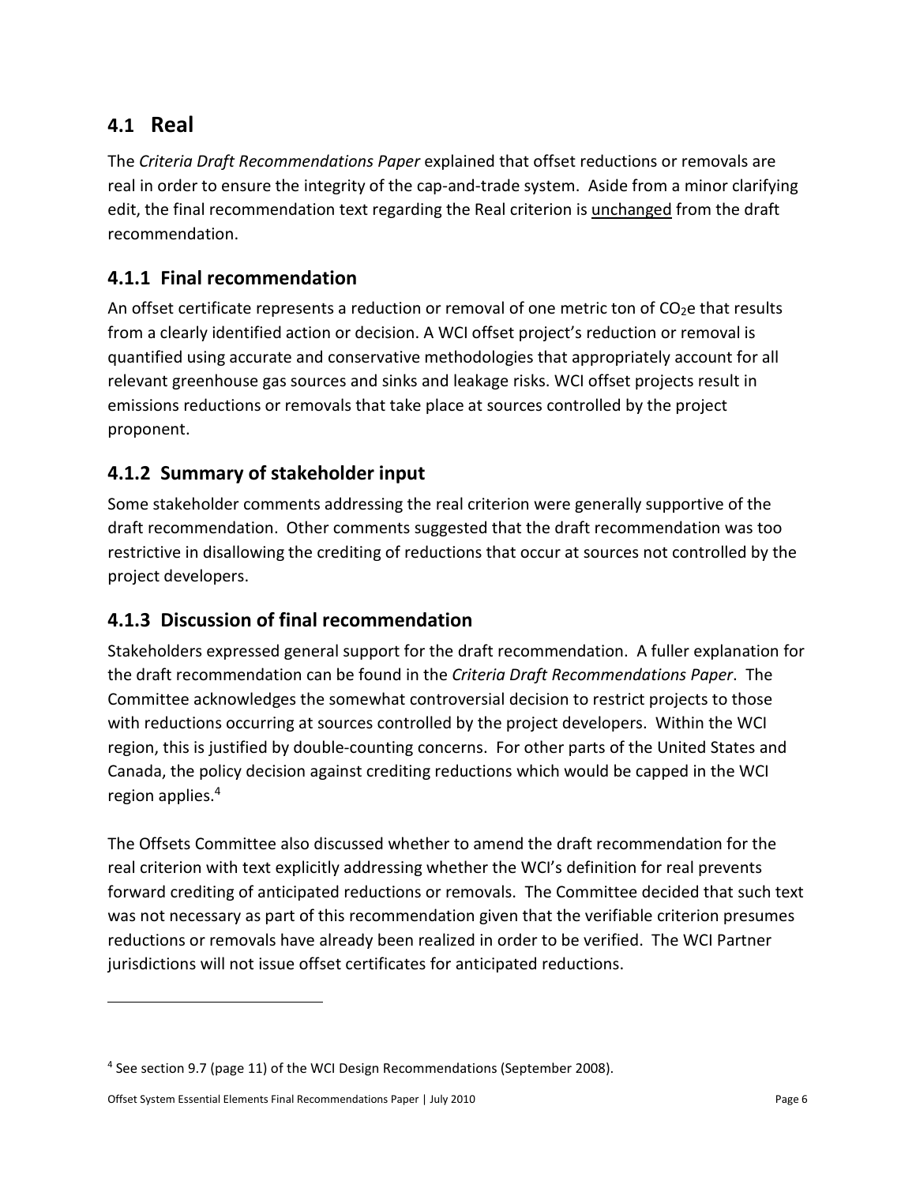## 4.1 Real

The *Criteria Draft Recommendations Paper* explained that offset reductions or removals are real in order to ensure the integrity of the cap-and-trade system. Aside from a minor clarifying edit, the final recommendation text regarding the Real criterion is unchanged from the draft recommendation.

### 4.1.1 Final recommendation

An offset certificate represents a reduction or removal of one metric ton of $CO_2e$ that results from a clearly identified action or decision. A WCI offset project's reduction or removal is quantified using accurate and conservative methodologies that appropriately account for all relevant greenhouse gas sources and sinks and leakage risks. WCI offset projects result in emissions reductions or removals that take place at sources controlled by the project proponent.

### 4.1.2 Summary of stakeholder input

Some stakeholder comments addressing the real criterion were generally supportive of the draft recommendation. Other comments suggested that the draft recommendation was too restrictive in disallowing the crediting of reductions that occur at sources not controlled by the project developers.

### 4.1.3 Discussion of final recommendation

Stakeholders expressed general support for the draft recommendation. A fuller explanation for the draft recommendation can be found in the *Criteria Draft Recommendations Paper*. The Committee acknowledges the somewhat controversial decision to restrict projects to those with reductions occurring at sources controlled by the project developers. Within the WCI region, this is justified by double-counting concerns. For other parts of the United States and Canada, the policy decision against crediting reductions which would be capped in the WCI region applies.[4]

The Offsets Committee also discussed whether to amend the draft recommendation for the real criterion with text explicitly addressing whether the WCI's definition for real prevents forward crediting of anticipated reductions or removals. The Committee decided that such text was not necessary as part of this recommendation given that the verifiable criterion presumes reductions or removals have already been realized in order to be verified. The WCI Partner jurisdictions will not issue offset certificates for anticipated reductions.

---

[4] See section 9.7 (page 11) of the WCI Design Recommendations (September 2008).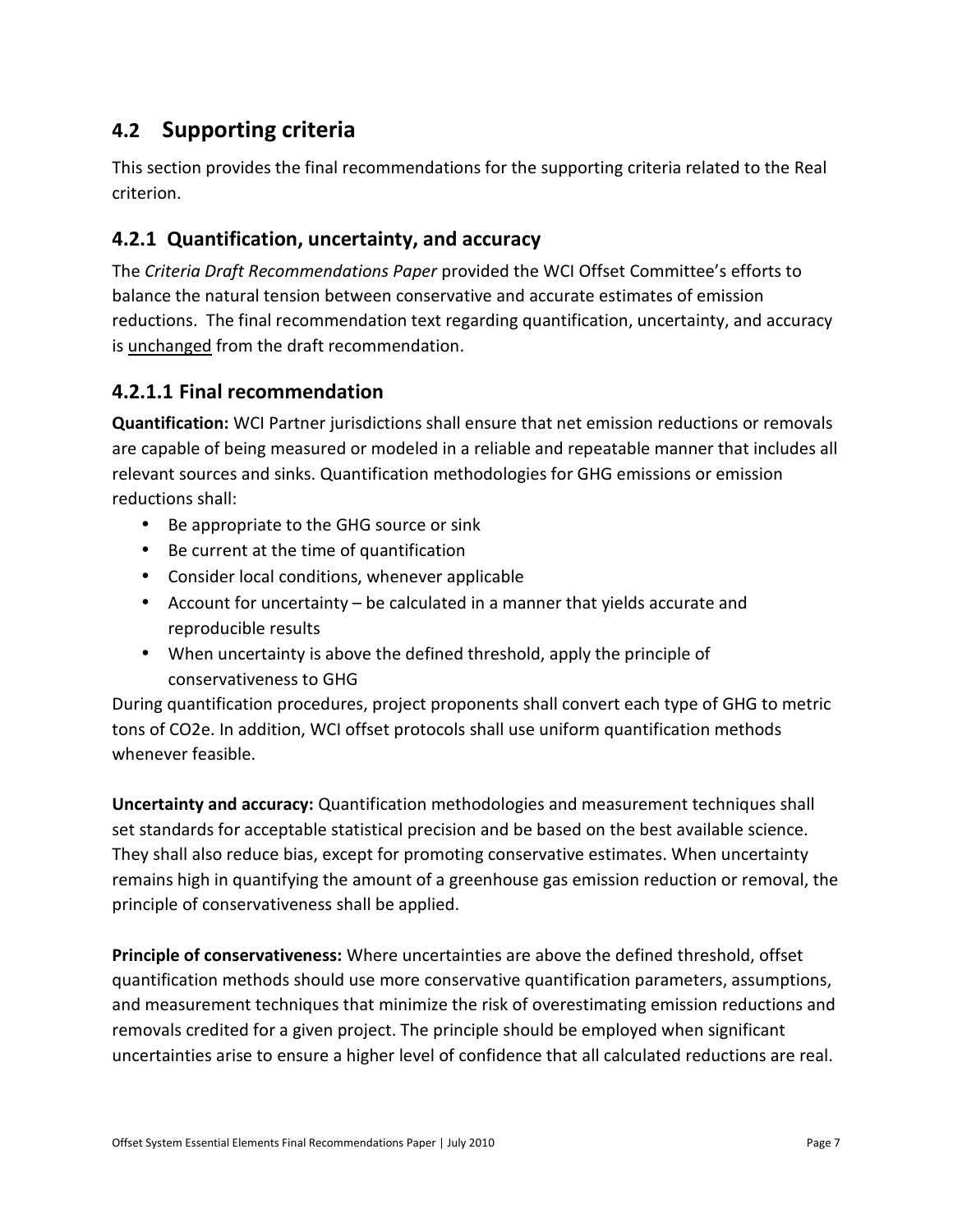## 4.2 Supporting criteria

This section provides the final recommendations for the supporting criteria related to the Real criterion.

### 4.2.1 Quantification, uncertainty, and accuracy

The *Criteria Draft Recommendations Paper* provided the WCI Offset Committee's efforts to balance the natural tension between conservative and accurate estimates of emission reductions. The final recommendation text regarding quantification, uncertainty, and accuracy is unchanged from the draft recommendation.

#### 4.2.1.1 Final recommendation

**Quantification:** WCI Partner jurisdictions shall ensure that net emission reductions or removals are capable of being measured or modeled in a reliable and repeatable manner that includes all relevant sources and sinks. Quantification methodologies for GHG emissions or emission reductions shall:

- Be appropriate to the GHG source or sink
- Be current at the time of quantification
- Consider local conditions, whenever applicable
- Account for uncertainty – be calculated in a manner that yields accurate and reproducible results
- When uncertainty is above the defined threshold, apply the principle of conservativeness to GHG

During quantification procedures, project proponents shall convert each type of GHG to metric tons of $CO_2e$. In addition, WCI offset protocols shall use uniform quantification methods whenever feasible.

**Uncertainty and accuracy:** Quantification methodologies and measurement techniques shall set standards for acceptable statistical precision and be based on the best available science. They shall also reduce bias, except for promoting conservative estimates. When uncertainty remains high in quantifying the amount of a greenhouse gas emission reduction or removal, the principle of conservativeness shall be applied.

**Principle of conservativeness:** Where uncertainties are above the defined threshold, offset quantification methods should use more conservative quantification parameters, assumptions, and measurement techniques that minimize the risk of overestimating emission reductions and removals credited for a given project. The principle should be employed when significant uncertainties arise to ensure a higher level of confidence that all calculated reductions are real.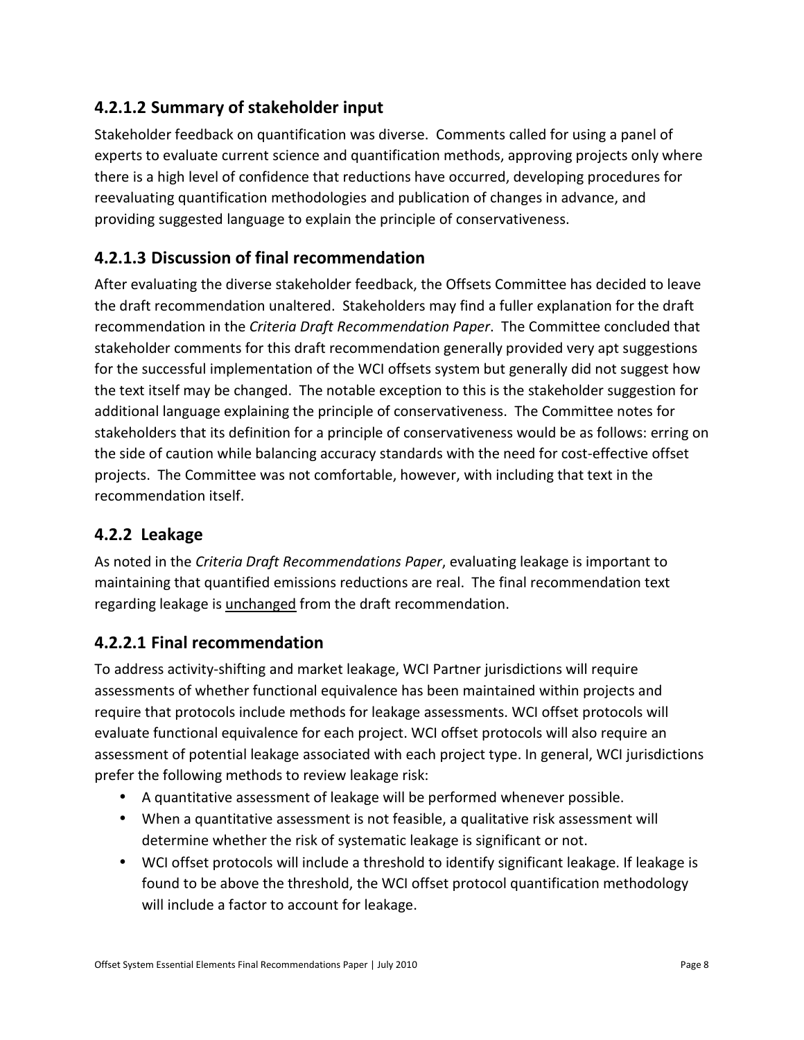#### 4.2.1.2 Summary of stakeholder input

Stakeholder feedback on quantification was diverse. Comments called for using a panel of experts to evaluate current science and quantification methods, approving projects only where there is a high level of confidence that reductions have occurred, developing procedures for reevaluating quantification methodologies and publication of changes in advance, and providing suggested language to explain the principle of conservativeness.

#### 4.2.1.3 Discussion of final recommendation

After evaluating the diverse stakeholder feedback, the Offsets Committee has decided to leave the draft recommendation unaltered. Stakeholders may find a fuller explanation for the draft recommendation in the *Criteria Draft Recommendation Paper*. The Committee concluded that stakeholder comments for this draft recommendation generally provided very apt suggestions for the successful implementation of the WCI offsets system but generally did not suggest how the text itself may be changed. The notable exception to this is the stakeholder suggestion for additional language explaining the principle of conservativeness. The Committee notes for stakeholders that its definition for a principle of conservativeness would be as follows: erring on the side of caution while balancing accuracy standards with the need for cost-effective offset projects. The Committee was not comfortable, however, with including that text in the recommendation itself.

### 4.2.2 Leakage

As noted in the *Criteria Draft Recommendations Paper*, evaluating leakage is important to maintaining that quantified emissions reductions are real. The final recommendation text regarding leakage is <u>unchanged</u> from the draft recommendation.

#### 4.2.2.1 Final recommendation

To address activity-shifting and market leakage, WCI Partner jurisdictions will require assessments of whether functional equivalence has been maintained within projects and require that protocols include methods for leakage assessments. WCI offset protocols will evaluate functional equivalence for each project. WCI offset protocols will also require an assessment of potential leakage associated with each project type. In general, WCI jurisdictions prefer the following methods to review leakage risk:

- A quantitative assessment of leakage will be performed whenever possible.
- When a quantitative assessment is not feasible, a qualitative risk assessment will determine whether the risk of systematic leakage is significant or not.
- WCI offset protocols will include a threshold to identify significant leakage. If leakage is found to be above the threshold, the WCI offset protocol quantification methodology will include a factor to account for leakage.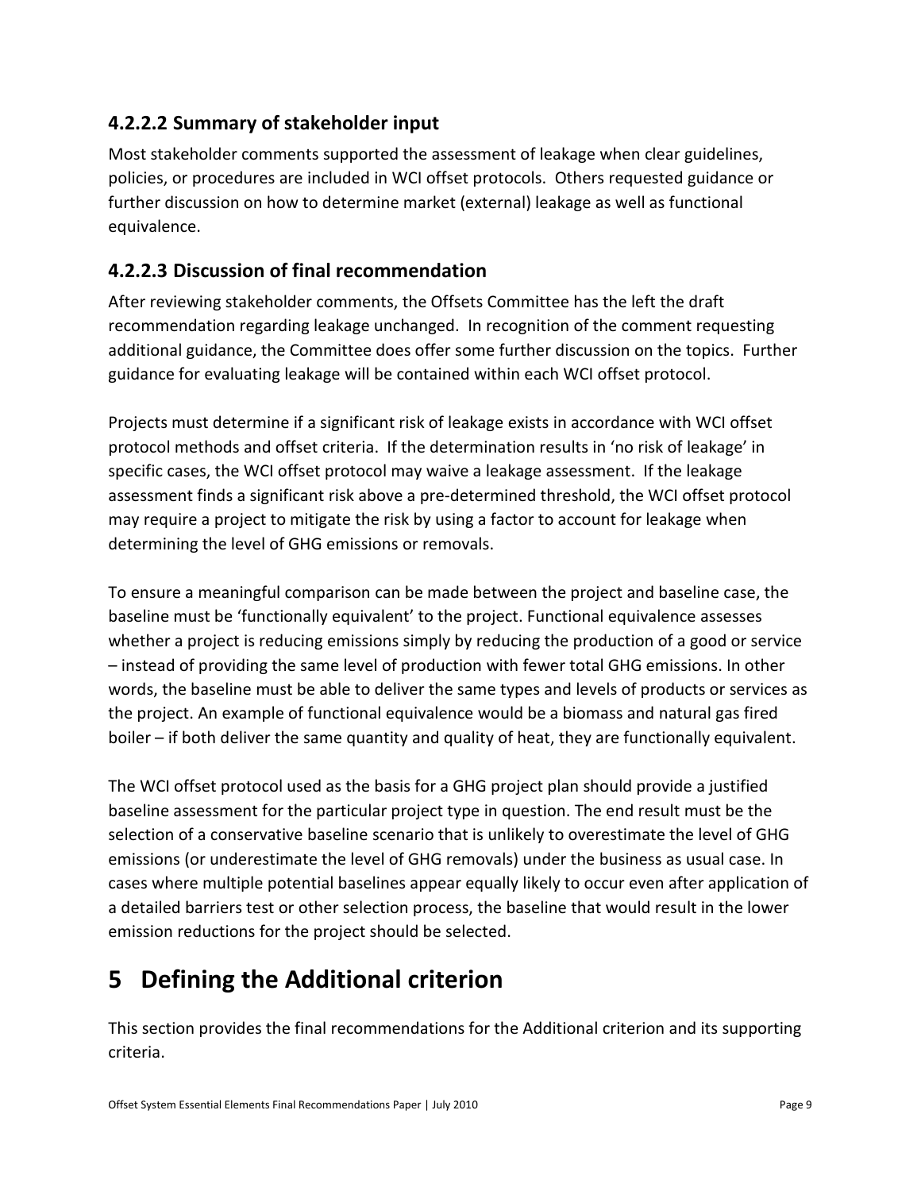#### 4.2.2.2 Summary of stakeholder input

Most stakeholder comments supported the assessment of leakage when clear guidelines, policies, or procedures are included in WCI offset protocols. Others requested guidance or further discussion on how to determine market (external) leakage as well as functional equivalence.

#### 4.2.2.3 Discussion of final recommendation

After reviewing stakeholder comments, the Offsets Committee has the left the draft recommendation regarding leakage unchanged. In recognition of the comment requesting additional guidance, the Committee does offer some further discussion on the topics. Further guidance for evaluating leakage will be contained within each WCI offset protocol.

Projects must determine if a significant risk of leakage exists in accordance with WCI offset protocol methods and offset criteria. If the determination results in 'no risk of leakage' in specific cases, the WCI offset protocol may waive a leakage assessment. If the leakage assessment finds a significant risk above a pre-determined threshold, the WCI offset protocol may require a project to mitigate the risk by using a factor to account for leakage when determining the level of GHG emissions or removals.

To ensure a meaningful comparison can be made between the project and baseline case, the baseline must be 'functionally equivalent' to the project. Functional equivalence assesses whether a project is reducing emissions simply by reducing the production of a good or service – instead of providing the same level of production with fewer total GHG emissions. In other words, the baseline must be able to deliver the same types and levels of products or services as the project. An example of functional equivalence would be a biomass and natural gas fired boiler – if both deliver the same quantity and quality of heat, they are functionally equivalent.

The WCI offset protocol used as the basis for a GHG project plan should provide a justified baseline assessment for the particular project type in question. The end result must be the selection of a conservative baseline scenario that is unlikely to overestimate the level of GHG emissions (or underestimate the level of GHG removals) under the business as usual case. In cases where multiple potential baselines appear equally likely to occur even after application of a detailed barriers test or other selection process, the baseline that would result in the lower emission reductions for the project should be selected.

# 5 Defining the Additional criterion

This section provides the final recommendations for the Additional criterion and its supporting criteria.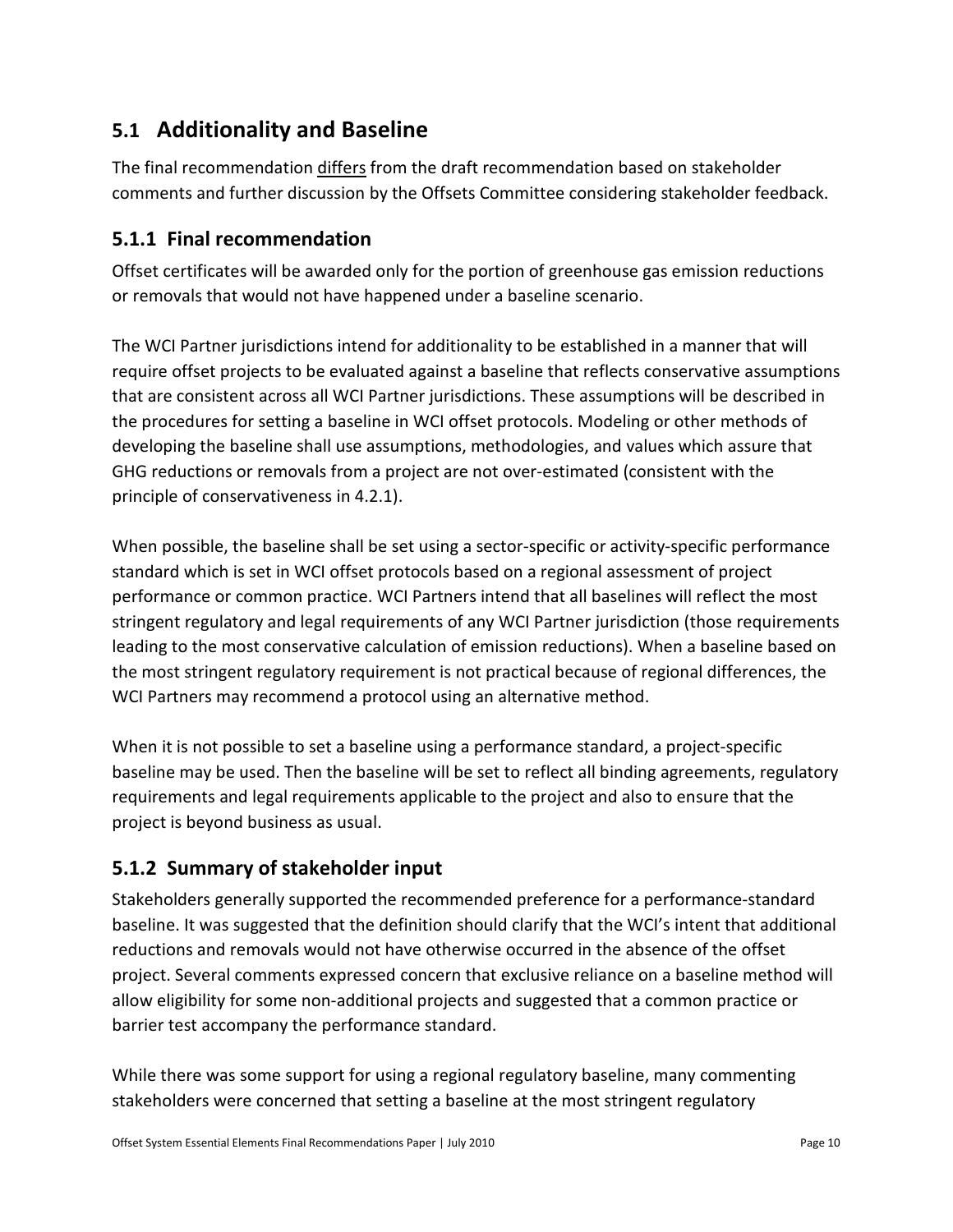## 5.1 Additionality and Baseline

The final recommendation <u>differs</u> from the draft recommendation based on stakeholder comments and further discussion by the Offsets Committee considering stakeholder feedback.

### 5.1.1 Final recommendation

Offset certificates will be awarded only for the portion of greenhouse gas emission reductions or removals that would not have happened under a baseline scenario.

The WCI Partner jurisdictions intend for additionality to be established in a manner that will require offset projects to be evaluated against a baseline that reflects conservative assumptions that are consistent across all WCI Partner jurisdictions. These assumptions will be described in the procedures for setting a baseline in WCI offset protocols. Modeling or other methods of developing the baseline shall use assumptions, methodologies, and values which assure that GHG reductions or removals from a project are not over-estimated (consistent with the principle of conservativeness in 4.2.1).

When possible, the baseline shall be set using a sector-specific or activity-specific performance standard which is set in WCI offset protocols based on a regional assessment of project performance or common practice. WCI Partners intend that all baselines will reflect the most stringent regulatory and legal requirements of any WCI Partner jurisdiction (those requirements leading to the most conservative calculation of emission reductions). When a baseline based on the most stringent regulatory requirement is not practical because of regional differences, the WCI Partners may recommend a protocol using an alternative method.

When it is not possible to set a baseline using a performance standard, a project-specific baseline may be used. Then the baseline will be set to reflect all binding agreements, regulatory requirements and legal requirements applicable to the project and also to ensure that the project is beyond business as usual.

### 5.1.2 Summary of stakeholder input

Stakeholders generally supported the recommended preference for a performance-standard baseline. It was suggested that the definition should clarify that the WCI's intent that additional reductions and removals would not have otherwise occurred in the absence of the offset project. Several comments expressed concern that exclusive reliance on a baseline method will allow eligibility for some non-additional projects and suggested that a common practice or barrier test accompany the performance standard.

While there was some support for using a regional regulatory baseline, many commenting stakeholders were concerned that setting a baseline at the most stringent regulatory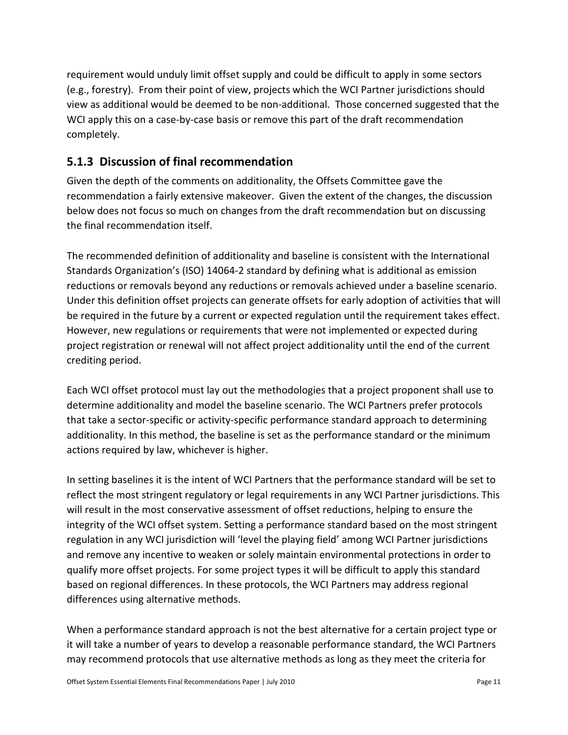requirement would unduly limit offset supply and could be difficult to apply in some sectors (e.g., forestry). From their point of view, projects which the WCI Partner jurisdictions should view as additional would be deemed to be non-additional. Those concerned suggested that the WCI apply this on a case-by-case basis or remove this part of the draft recommendation completely.

### 5.1.3 Discussion of final recommendation

Given the depth of the comments on additionality, the Offsets Committee gave the recommendation a fairly extensive makeover. Given the extent of the changes, the discussion below does not focus so much on changes from the draft recommendation but on discussing the final recommendation itself.

The recommended definition of additionality and baseline is consistent with the International Standards Organization's (ISO) 14064-2 standard by defining what is additional as emission reductions or removals beyond any reductions or removals achieved under a baseline scenario. Under this definition offset projects can generate offsets for early adoption of activities that will be required in the future by a current or expected regulation until the requirement takes effect. However, new regulations or requirements that were not implemented or expected during project registration or renewal will not affect project additionality until the end of the current crediting period.

Each WCI offset protocol must lay out the methodologies that a project proponent shall use to determine additionality and model the baseline scenario. The WCI Partners prefer protocols that take a sector-specific or activity-specific performance standard approach to determining additionality. In this method, the baseline is set as the performance standard or the minimum actions required by law, whichever is higher.

In setting baselines it is the intent of WCI Partners that the performance standard will be set to reflect the most stringent regulatory or legal requirements in any WCI Partner jurisdictions. This will result in the most conservative assessment of offset reductions, helping to ensure the integrity of the WCI offset system. Setting a performance standard based on the most stringent regulation in any WCI jurisdiction will 'level the playing field' among WCI Partner jurisdictions and remove any incentive to weaken or solely maintain environmental protections in order to qualify more offset projects. For some project types it will be difficult to apply this standard based on regional differences. In these protocols, the WCI Partners may address regional differences using alternative methods.

When a performance standard approach is not the best alternative for a certain project type or it will take a number of years to develop a reasonable performance standard, the WCI Partners may recommend protocols that use alternative methods as long as they meet the criteria for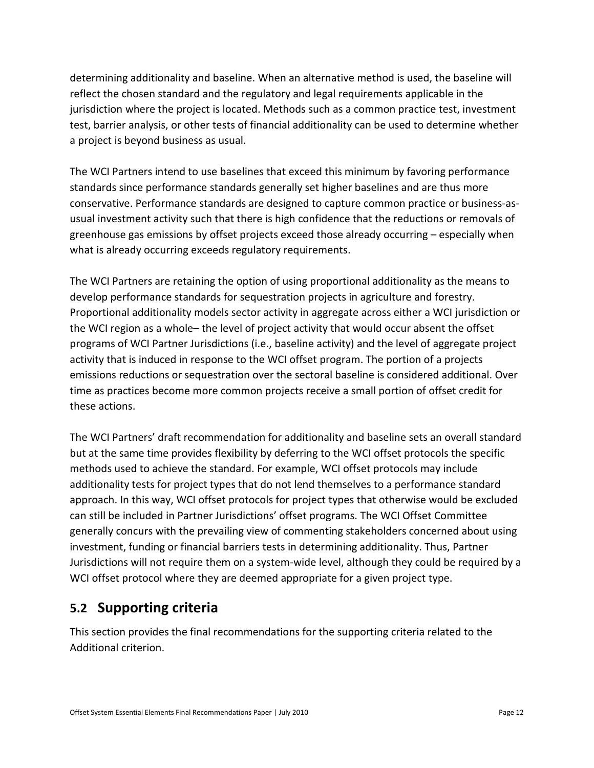determining additionality and baseline. When an alternative method is used, the baseline will reflect the chosen standard and the regulatory and legal requirements applicable in the jurisdiction where the project is located. Methods such as a common practice test, investment test, barrier analysis, or other tests of financial additionality can be used to determine whether a project is beyond business as usual.

The WCI Partners intend to use baselines that exceed this minimum by favoring performance standards since performance standards generally set higher baselines and are thus more conservative. Performance standards are designed to capture common practice or business-as-usual investment activity such that there is high confidence that the reductions or removals of greenhouse gas emissions by offset projects exceed those already occurring – especially when what is already occurring exceeds regulatory requirements.

The WCI Partners are retaining the option of using proportional additionality as the means to develop performance standards for sequestration projects in agriculture and forestry. Proportional additionality models sector activity in aggregate across either a WCI jurisdiction or the WCI region as a whole– the level of project activity that would occur absent the offset programs of WCI Partner Jurisdictions (i.e., baseline activity) and the level of aggregate project activity that is induced in response to the WCI offset program. The portion of a projects emissions reductions or sequestration over the sectoral baseline is considered additional. Over time as practices become more common projects receive a small portion of offset credit for these actions.

The WCI Partners' draft recommendation for additionality and baseline sets an overall standard but at the same time provides flexibility by deferring to the WCI offset protocols the specific methods used to achieve the standard. For example, WCI offset protocols may include additionality tests for project types that do not lend themselves to a performance standard approach. In this way, WCI offset protocols for project types that otherwise would be excluded can still be included in Partner Jurisdictions' offset programs. The WCI Offset Committee generally concurs with the prevailing view of commenting stakeholders concerned about using investment, funding or financial barriers tests in determining additionality. Thus, Partner Jurisdictions will not require them on a system-wide level, although they could be required by a WCI offset protocol where they are deemed appropriate for a given project type.

## 5.2 Supporting criteria

This section provides the final recommendations for the supporting criteria related to the Additional criterion.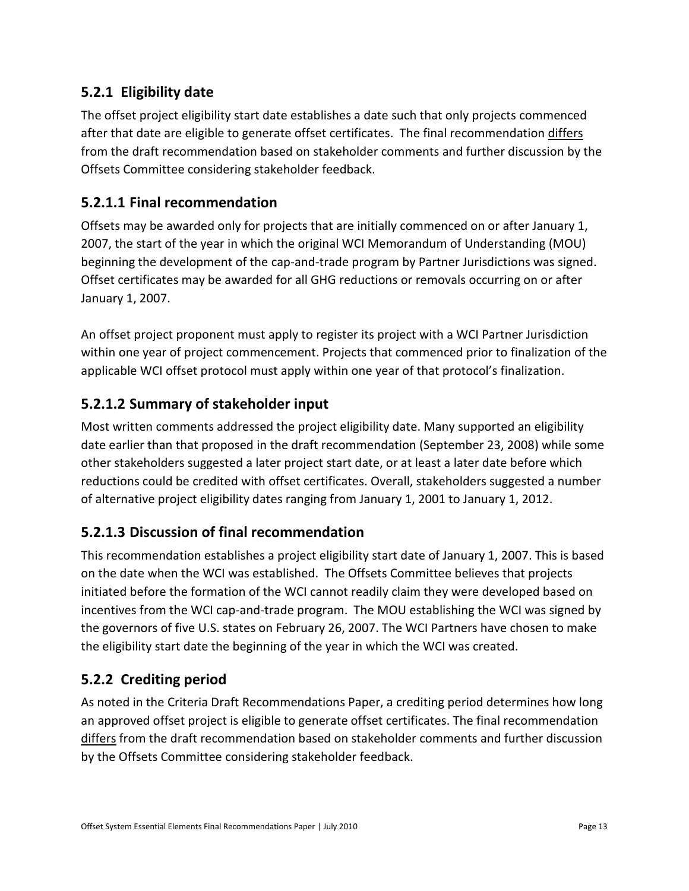### 5.2.1 Eligibility date

The offset project eligibility start date establishes a date such that only projects commenced after that date are eligible to generate offset certificates. The final recommendation <u>differs</u> from the draft recommendation based on stakeholder comments and further discussion by the Offsets Committee considering stakeholder feedback.

#### 5.2.1.1 Final recommendation

Offsets may be awarded only for projects that are initially commenced on or after January 1, 2007, the start of the year in which the original WCI Memorandum of Understanding (MOU) beginning the development of the cap-and-trade program by Partner Jurisdictions was signed. Offset certificates may be awarded for all GHG reductions or removals occurring on or after January 1, 2007.

An offset project proponent must apply to register its project with a WCI Partner Jurisdiction within one year of project commencement. Projects that commenced prior to finalization of the applicable WCI offset protocol must apply within one year of that protocol's finalization.

#### 5.2.1.2 Summary of stakeholder input

Most written comments addressed the project eligibility date. Many supported an eligibility date earlier than that proposed in the draft recommendation (September 23, 2008) while some other stakeholders suggested a later project start date, or at least a later date before which reductions could be credited with offset certificates. Overall, stakeholders suggested a number of alternative project eligibility dates ranging from January 1, 2001 to January 1, 2012.

#### 5.2.1.3 Discussion of final recommendation

This recommendation establishes a project eligibility start date of January 1, 2007. This is based on the date when the WCI was established. The Offsets Committee believes that projects initiated before the formation of the WCI cannot readily claim they were developed based on incentives from the WCI cap-and-trade program. The MOU establishing the WCI was signed by the governors of five U.S. states on February 26, 2007. The WCI Partners have chosen to make the eligibility start date the beginning of the year in which the WCI was created.

### 5.2.2 Crediting period

As noted in the Criteria Draft Recommendations Paper, a crediting period determines how long an approved offset project is eligible to generate offset certificates. The final recommendation <u>differs</u> from the draft recommendation based on stakeholder comments and further discussion by the Offsets Committee considering stakeholder feedback.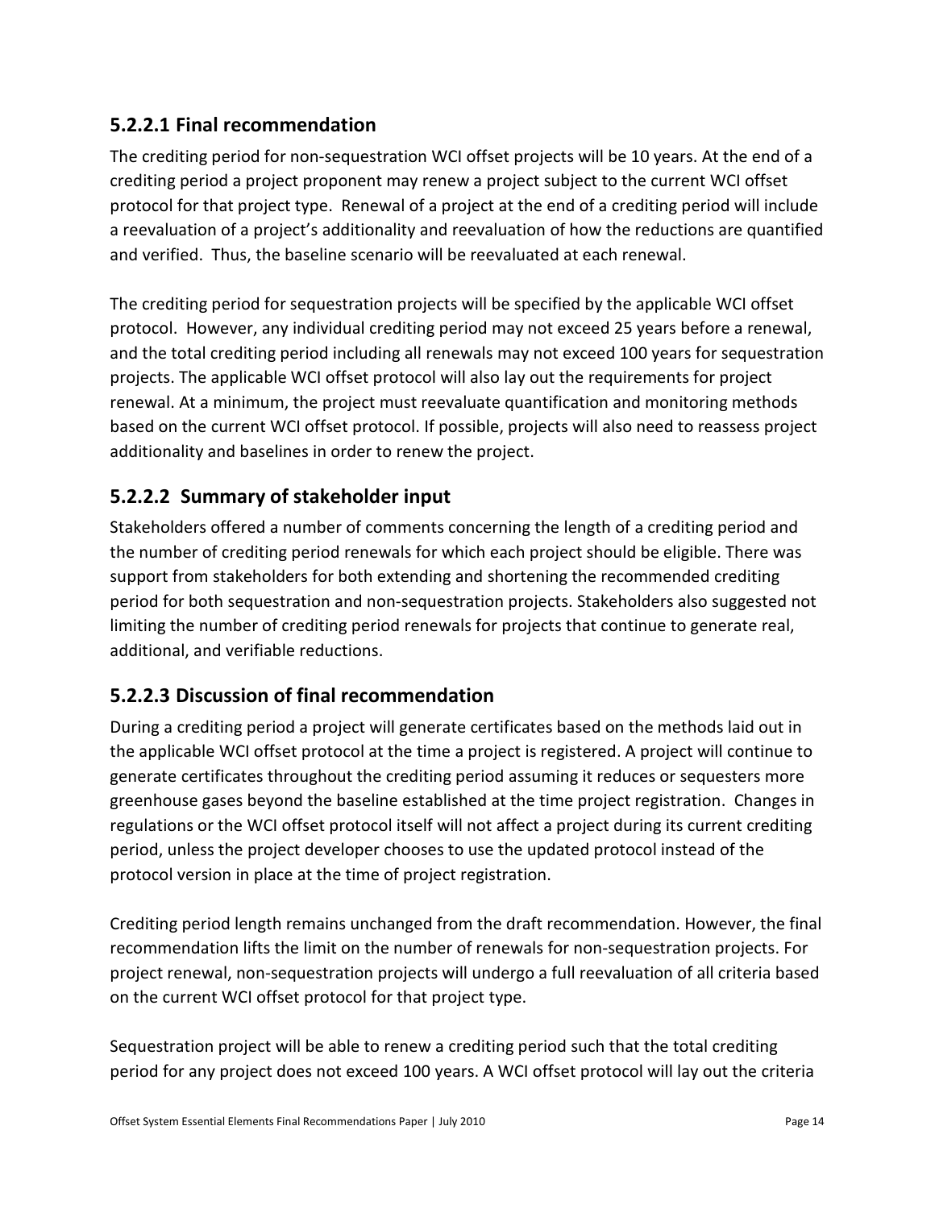### 5.2.2.1 Final recommendation

The crediting period for non-sequestration WCI offset projects will be 10 years. At the end of a crediting period a project proponent may renew a project subject to the current WCI offset protocol for that project type. Renewal of a project at the end of a crediting period will include a reevaluation of a project's additionality and reevaluation of how the reductions are quantified and verified. Thus, the baseline scenario will be reevaluated at each renewal.

The crediting period for sequestration projects will be specified by the applicable WCI offset protocol. However, any individual crediting period may not exceed 25 years before a renewal, and the total crediting period including all renewals may not exceed 100 years for sequestration projects. The applicable WCI offset protocol will also lay out the requirements for project renewal. At a minimum, the project must reevaluate quantification and monitoring methods based on the current WCI offset protocol. If possible, projects will also need to reassess project additionality and baselines in order to renew the project.

### 5.2.2.2 Summary of stakeholder input

Stakeholders offered a number of comments concerning the length of a crediting period and the number of crediting period renewals for which each project should be eligible. There was support from stakeholders for both extending and shortening the recommended crediting period for both sequestration and non-sequestration projects. Stakeholders also suggested not limiting the number of crediting period renewals for projects that continue to generate real, additional, and verifiable reductions.

### 5.2.2.3 Discussion of final recommendation

During a crediting period a project will generate certificates based on the methods laid out in the applicable WCI offset protocol at the time a project is registered. A project will continue to generate certificates throughout the crediting period assuming it reduces or sequesters more greenhouse gases beyond the baseline established at the time project registration. Changes in regulations or the WCI offset protocol itself will not affect a project during its current crediting period, unless the project developer chooses to use the updated protocol instead of the protocol version in place at the time of project registration.

Crediting period length remains unchanged from the draft recommendation. However, the final recommendation lifts the limit on the number of renewals for non-sequestration projects. For project renewal, non-sequestration projects will undergo a full reevaluation of all criteria based on the current WCI offset protocol for that project type.

Sequestration project will be able to renew a crediting period such that the total crediting period for any project does not exceed 100 years. A WCI offset protocol will lay out the criteria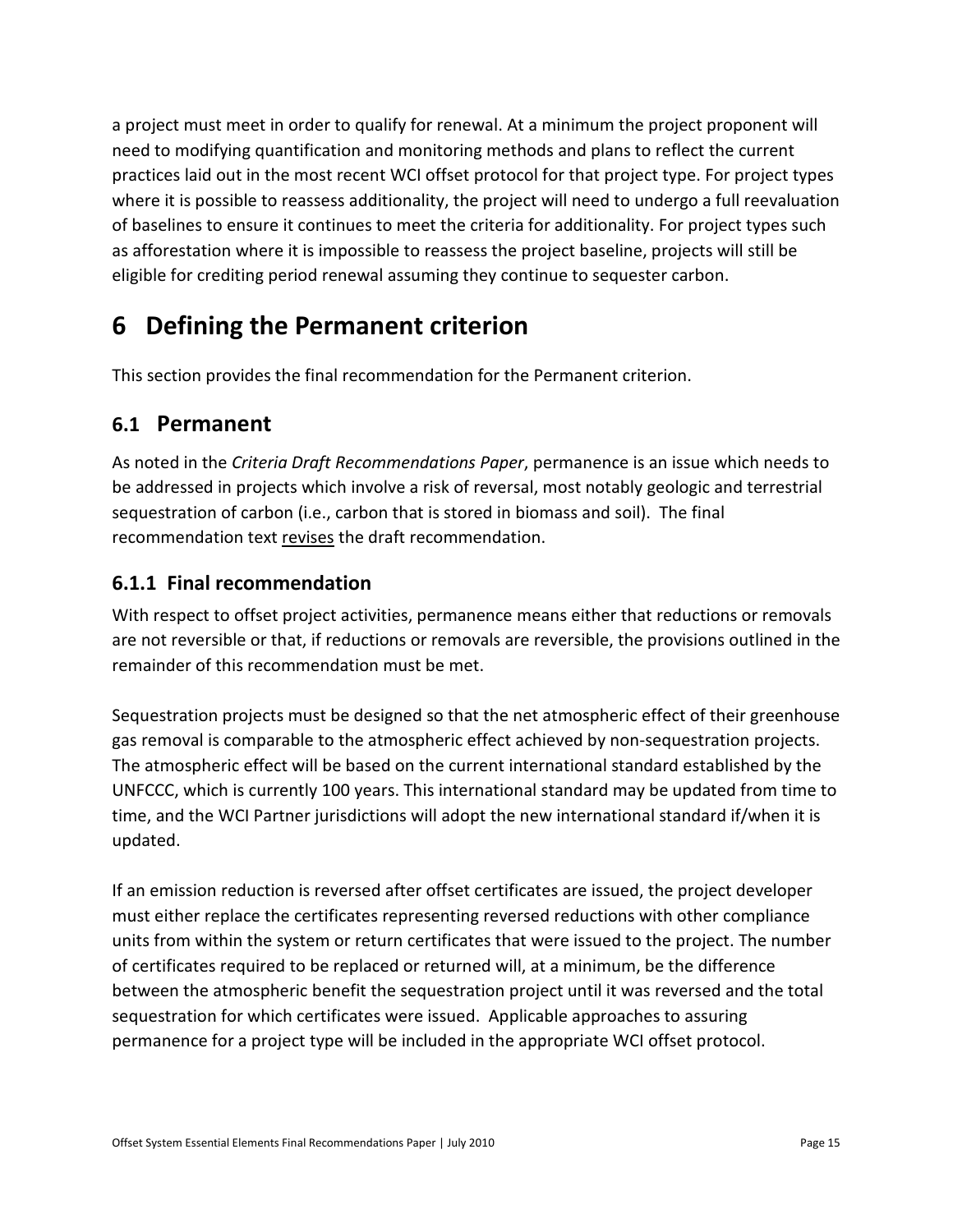a project must meet in order to qualify for renewal. At a minimum the project proponent will need to modifying quantification and monitoring methods and plans to reflect the current practices laid out in the most recent WCI offset protocol for that project type. For project types where it is possible to reassess additionality, the project will need to undergo a full reevaluation of baselines to ensure it continues to meet the criteria for additionality. For project types such as afforestation where it is impossible to reassess the project baseline, projects will still be eligible for crediting period renewal assuming they continue to sequester carbon.

# 6 Defining the Permanent criterion

This section provides the final recommendation for the Permanent criterion.

## 6.1 Permanent

As noted in the *Criteria Draft Recommendations Paper*, permanence is an issue which needs to be addressed in projects which involve a risk of reversal, most notably geologic and terrestrial sequestration of carbon (i.e., carbon that is stored in biomass and soil). The final recommendation text revises the draft recommendation.

### 6.1.1 Final recommendation

With respect to offset project activities, permanence means either that reductions or removals are not reversible or that, if reductions or removals are reversible, the provisions outlined in the remainder of this recommendation must be met.

Sequestration projects must be designed so that the net atmospheric effect of their greenhouse gas removal is comparable to the atmospheric effect achieved by non-sequestration projects. The atmospheric effect will be based on the current international standard established by the UNFCCC, which is currently 100 years. This international standard may be updated from time to time, and the WCI Partner jurisdictions will adopt the new international standard if/when it is updated.

If an emission reduction is reversed after offset certificates are issued, the project developer must either replace the certificates representing reversed reductions with other compliance units from within the system or return certificates that were issued to the project. The number of certificates required to be replaced or returned will, at a minimum, be the difference between the atmospheric benefit the sequestration project until it was reversed and the total sequestration for which certificates were issued. Applicable approaches to assuring permanence for a project type will be included in the appropriate WCI offset protocol.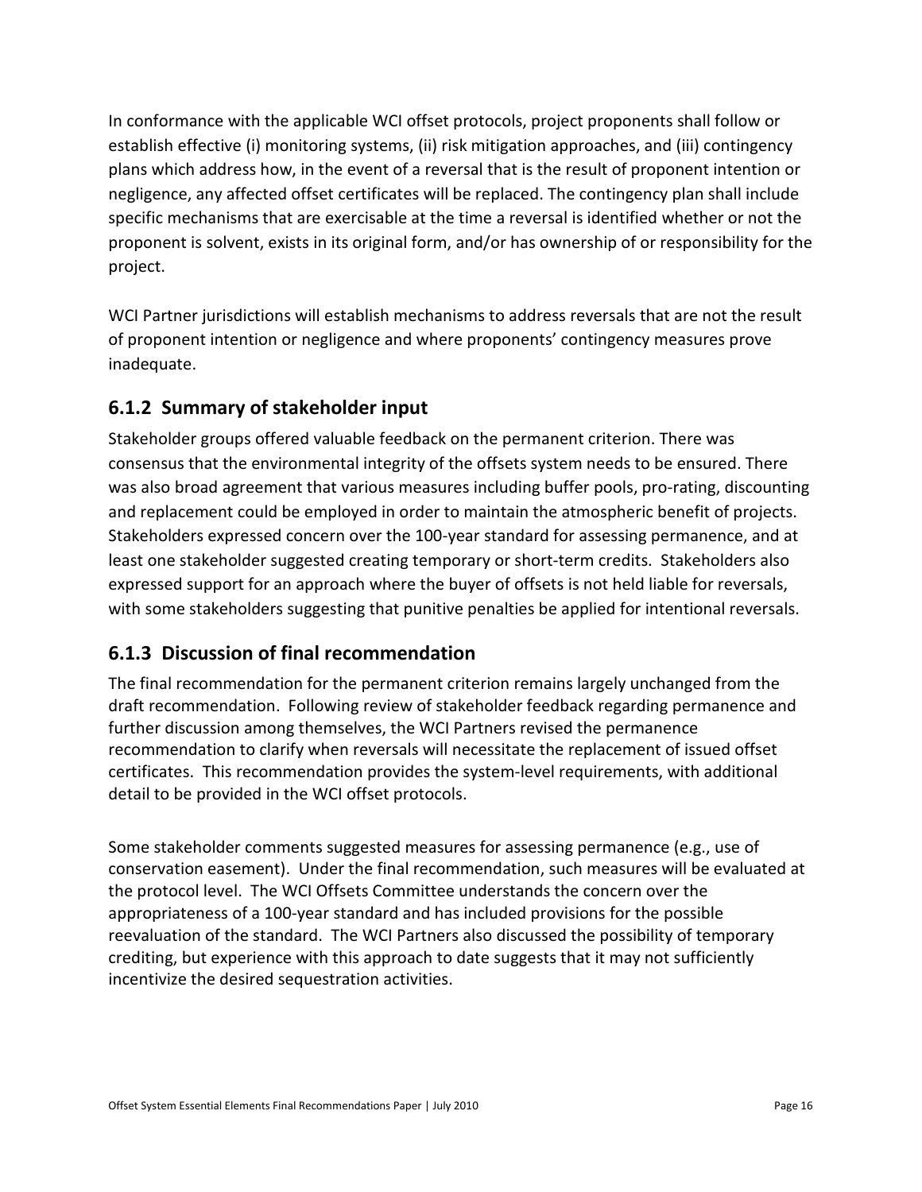In conformance with the applicable WCI offset protocols, project proponents shall follow or establish effective (i) monitoring systems, (ii) risk mitigation approaches, and (iii) contingency plans which address how, in the event of a reversal that is the result of proponent intention or negligence, any affected offset certificates will be replaced. The contingency plan shall include specific mechanisms that are exercisable at the time a reversal is identified whether or not the proponent is solvent, exists in its original form, and/or has ownership of or responsibility for the project.

WCI Partner jurisdictions will establish mechanisms to address reversals that are not the result of proponent intention or negligence and where proponents' contingency measures prove inadequate.

### 6.1.2 Summary of stakeholder input

Stakeholder groups offered valuable feedback on the permanent criterion. There was consensus that the environmental integrity of the offsets system needs to be ensured. There was also broad agreement that various measures including buffer pools, pro-rating, discounting and replacement could be employed in order to maintain the atmospheric benefit of projects. Stakeholders expressed concern over the 100-year standard for assessing permanence, and at least one stakeholder suggested creating temporary or short-term credits. Stakeholders also expressed support for an approach where the buyer of offsets is not held liable for reversals, with some stakeholders suggesting that punitive penalties be applied for intentional reversals.

### 6.1.3 Discussion of final recommendation

The final recommendation for the permanent criterion remains largely unchanged from the draft recommendation. Following review of stakeholder feedback regarding permanence and further discussion among themselves, the WCI Partners revised the permanence recommendation to clarify when reversals will necessitate the replacement of issued offset certificates. This recommendation provides the system-level requirements, with additional detail to be provided in the WCI offset protocols.

Some stakeholder comments suggested measures for assessing permanence (e.g., use of conservation easement). Under the final recommendation, such measures will be evaluated at the protocol level. The WCI Offsets Committee understands the concern over the appropriateness of a 100-year standard and has included provisions for the possible reevaluation of the standard. The WCI Partners also discussed the possibility of temporary crediting, but experience with this approach to date suggests that it may not sufficiently incentivize the desired sequestration activities.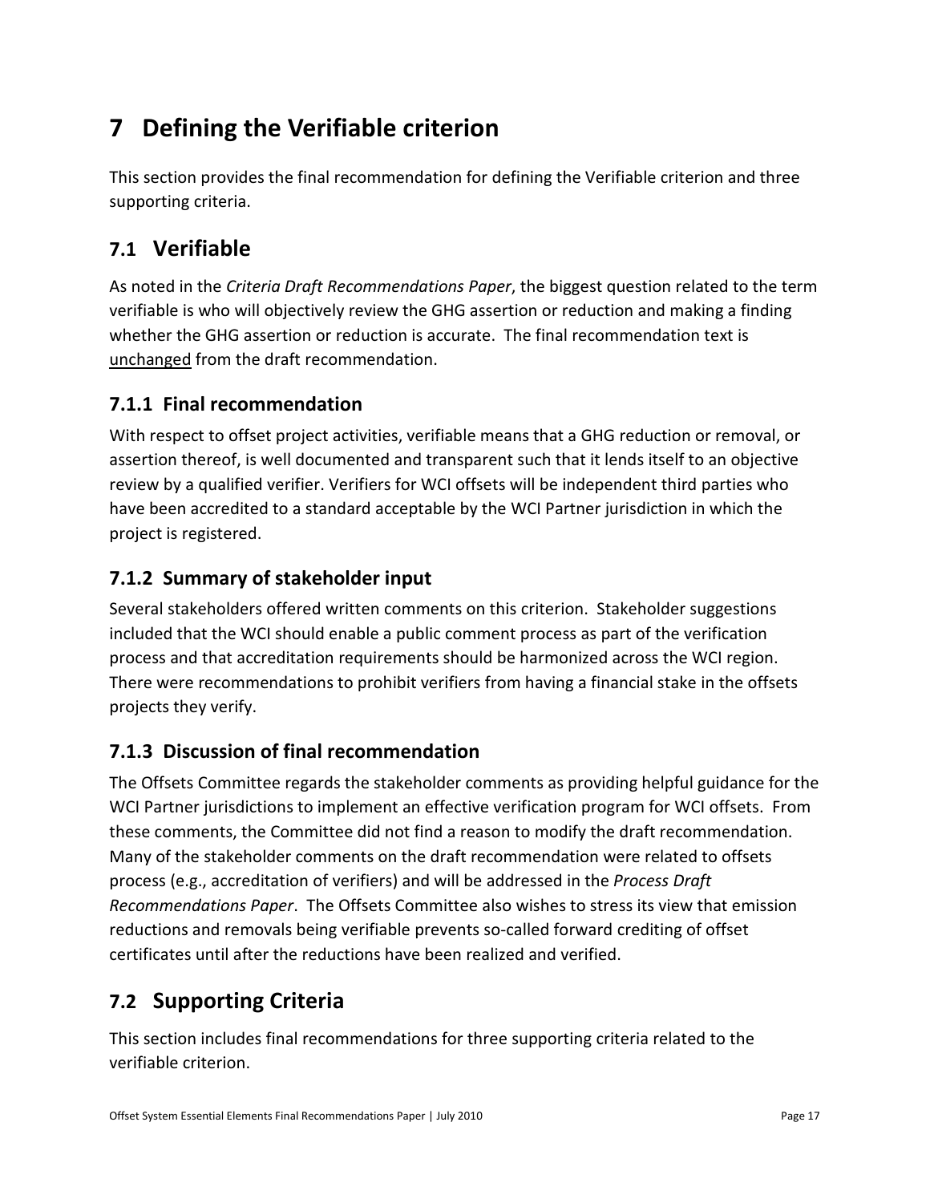# 7 Defining the Verifiable criterion

This section provides the final recommendation for defining the Verifiable criterion and three supporting criteria.

## 7.1 Verifiable

As noted in the *Criteria Draft Recommendations Paper*, the biggest question related to the term verifiable is who will objectively review the GHG assertion or reduction and making a finding whether the GHG assertion or reduction is accurate. The final recommendation text is unchanged from the draft recommendation.

### 7.1.1 Final recommendation

With respect to offset project activities, verifiable means that a GHG reduction or removal, or assertion thereof, is well documented and transparent such that it lends itself to an objective review by a qualified verifier. Verifiers for WCI offsets will be independent third parties who have been accredited to a standard acceptable by the WCI Partner jurisdiction in which the project is registered.

### 7.1.2 Summary of stakeholder input

Several stakeholders offered written comments on this criterion. Stakeholder suggestions included that the WCI should enable a public comment process as part of the verification process and that accreditation requirements should be harmonized across the WCI region. There were recommendations to prohibit verifiers from having a financial stake in the offsets projects they verify.

### 7.1.3 Discussion of final recommendation

The Offsets Committee regards the stakeholder comments as providing helpful guidance for the WCI Partner jurisdictions to implement an effective verification program for WCI offsets. From these comments, the Committee did not find a reason to modify the draft recommendation. Many of the stakeholder comments on the draft recommendation were related to offsets process (e.g., accreditation of verifiers) and will be addressed in the *Process Draft Recommendations Paper*. The Offsets Committee also wishes to stress its view that emission reductions and removals being verifiable prevents so-called forward crediting of offset certificates until after the reductions have been realized and verified.

## 7.2 Supporting Criteria

This section includes final recommendations for three supporting criteria related to the verifiable criterion.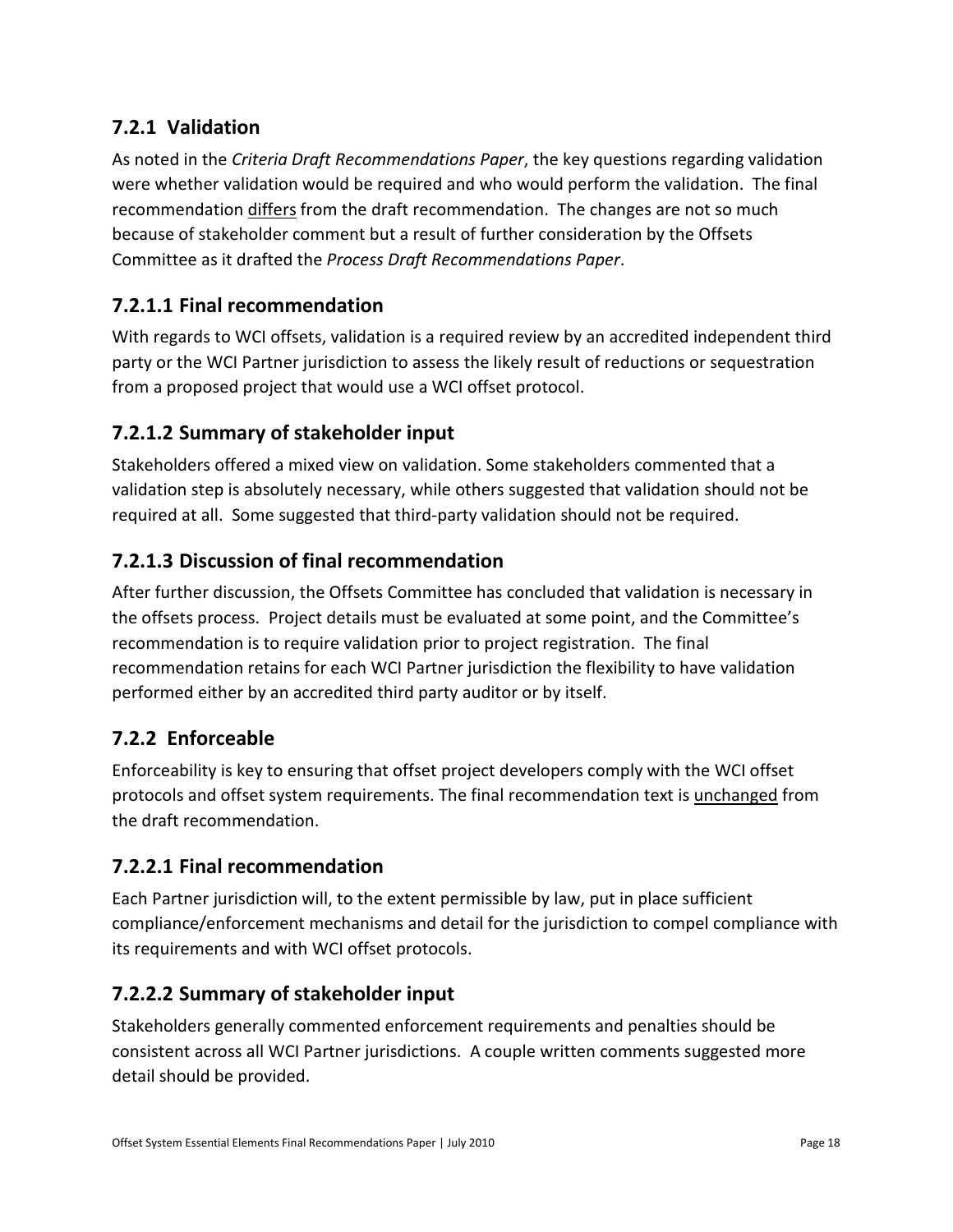### 7.2.1 Validation

As noted in the *Criteria Draft Recommendations Paper*, the key questions regarding validation were whether validation would be required and who would perform the validation. The final recommendation differs from the draft recommendation. The changes are not so much because of stakeholder comment but a result of further consideration by the Offsets Committee as it drafted the *Process Draft Recommendations Paper*.

#### 7.2.1.1 Final recommendation

With regards to WCI offsets, validation is a required review by an accredited independent third party or the WCI Partner jurisdiction to assess the likely result of reductions or sequestration from a proposed project that would use a WCI offset protocol.

#### 7.2.1.2 Summary of stakeholder input

Stakeholders offered a mixed view on validation. Some stakeholders commented that a validation step is absolutely necessary, while others suggested that validation should not be required at all. Some suggested that third-party validation should not be required.

#### 7.2.1.3 Discussion of final recommendation

After further discussion, the Offsets Committee has concluded that validation is necessary in the offsets process. Project details must be evaluated at some point, and the Committee's recommendation is to require validation prior to project registration. The final recommendation retains for each WCI Partner jurisdiction the flexibility to have validation performed either by an accredited third party auditor or by itself.

### 7.2.2 Enforceable

Enforceability is key to ensuring that offset project developers comply with the WCI offset protocols and offset system requirements. The final recommendation text is unchanged from the draft recommendation.

#### 7.2.2.1 Final recommendation

Each Partner jurisdiction will, to the extent permissible by law, put in place sufficient compliance/enforcement mechanisms and detail for the jurisdiction to compel compliance with its requirements and with WCI offset protocols.

#### 7.2.2.2 Summary of stakeholder input

Stakeholders generally commented enforcement requirements and penalties should be consistent across all WCI Partner jurisdictions. A couple written comments suggested more detail should be provided.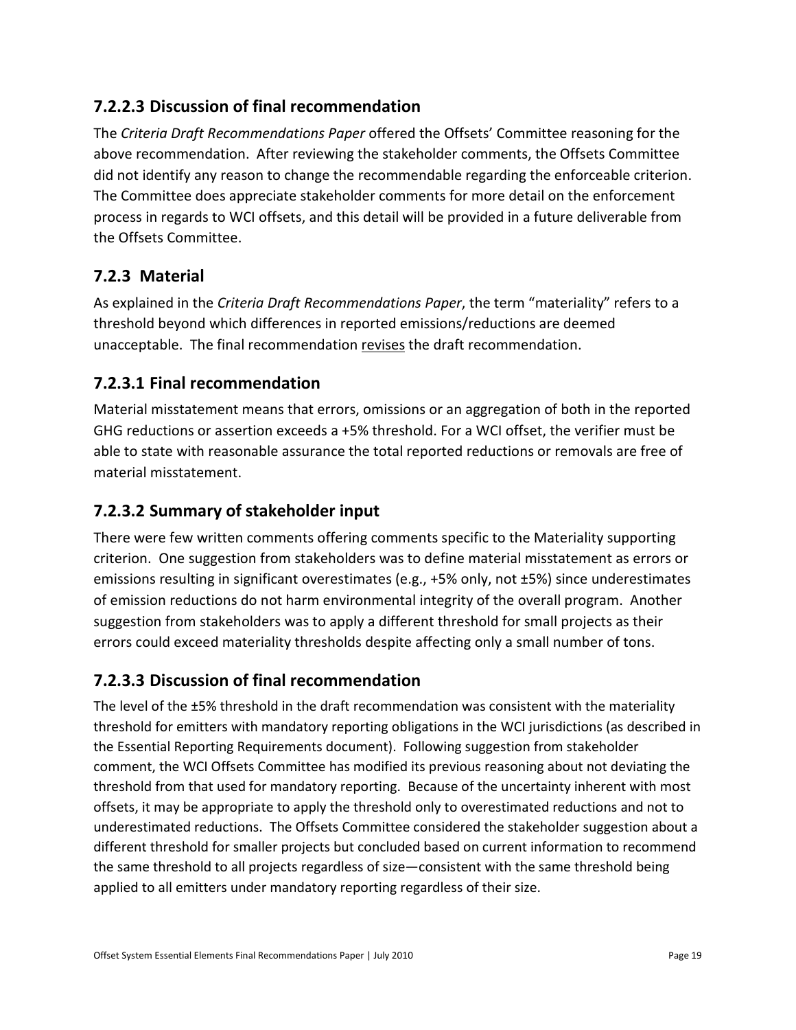### 7.2.2.3 Discussion of final recommendation

The *Criteria Draft Recommendations Paper* offered the Offsets' Committee reasoning for the above recommendation. After reviewing the stakeholder comments, the Offsets Committee did not identify any reason to change the recommendable regarding the enforceable criterion. The Committee does appreciate stakeholder comments for more detail on the enforcement process in regards to WCI offsets, and this detail will be provided in a future deliverable from the Offsets Committee.

## 7.2.3 Material

As explained in the *Criteria Draft Recommendations Paper*, the term "materiality" refers to a threshold beyond which differences in reported emissions/reductions are deemed unacceptable. The final recommendation revises the draft recommendation.

### 7.2.3.1 Final recommendation

Material misstatement means that errors, omissions or an aggregation of both in the reported GHG reductions or assertion exceeds a +5% threshold. For a WCI offset, the verifier must be able to state with reasonable assurance the total reported reductions or removals are free of material misstatement.

### 7.2.3.2 Summary of stakeholder input

There were few written comments offering comments specific to the Materiality supporting criterion. One suggestion from stakeholders was to define material misstatement as errors or emissions resulting in significant overestimates (e.g., +5% only, not ±5%) since underestimates of emission reductions do not harm environmental integrity of the overall program. Another suggestion from stakeholders was to apply a different threshold for small projects as their errors could exceed materiality thresholds despite affecting only a small number of tons.

### 7.2.3.3 Discussion of final recommendation

The level of the ±5% threshold in the draft recommendation was consistent with the materiality threshold for emitters with mandatory reporting obligations in the WCI jurisdictions (as described in the Essential Reporting Requirements document). Following suggestion from stakeholder comment, the WCI Offsets Committee has modified its previous reasoning about not deviating the threshold from that used for mandatory reporting. Because of the uncertainty inherent with most offsets, it may be appropriate to apply the threshold only to overestimated reductions and not to underestimated reductions. The Offsets Committee considered the stakeholder suggestion about a different threshold for smaller projects but concluded based on current information to recommend the same threshold to all projects regardless of size—consistent with the same threshold being applied to all emitters under mandatory reporting regardless of their size.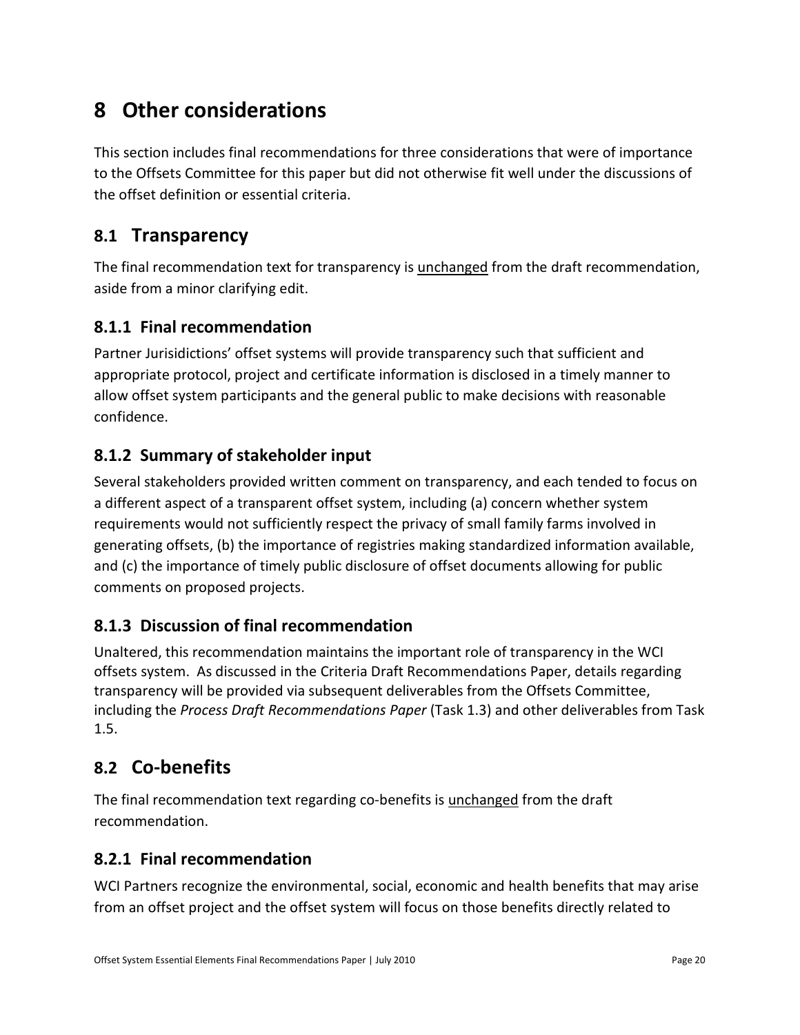# 8 Other considerations

This section includes final recommendations for three considerations that were of importance to the Offsets Committee for this paper but did not otherwise fit well under the discussions of the offset definition or essential criteria.

## 8.1 Transparency

The final recommendation text for transparency is unchanged from the draft recommendation, aside from a minor clarifying edit.

### 8.1.1 Final recommendation

Partner Jurisidictions' offset systems will provide transparency such that sufficient and appropriate protocol, project and certificate information is disclosed in a timely manner to allow offset system participants and the general public to make decisions with reasonable confidence.

### 8.1.2 Summary of stakeholder input

Several stakeholders provided written comment on transparency, and each tended to focus on a different aspect of a transparent offset system, including (a) concern whether system requirements would not sufficiently respect the privacy of small family farms involved in generating offsets, (b) the importance of registries making standardized information available, and (c) the importance of timely public disclosure of offset documents allowing for public comments on proposed projects.

### 8.1.3 Discussion of final recommendation

Unaltered, this recommendation maintains the important role of transparency in the WCI offsets system. As discussed in the Criteria Draft Recommendations Paper, details regarding transparency will be provided via subsequent deliverables from the Offsets Committee, including the *Process Draft Recommendations Paper* (Task 1.3) and other deliverables from Task 1.5.

## 8.2 Co-benefits

The final recommendation text regarding co-benefits is unchanged from the draft recommendation.

### 8.2.1 Final recommendation

WCI Partners recognize the environmental, social, economic and health benefits that may arise from an offset project and the offset system will focus on those benefits directly related to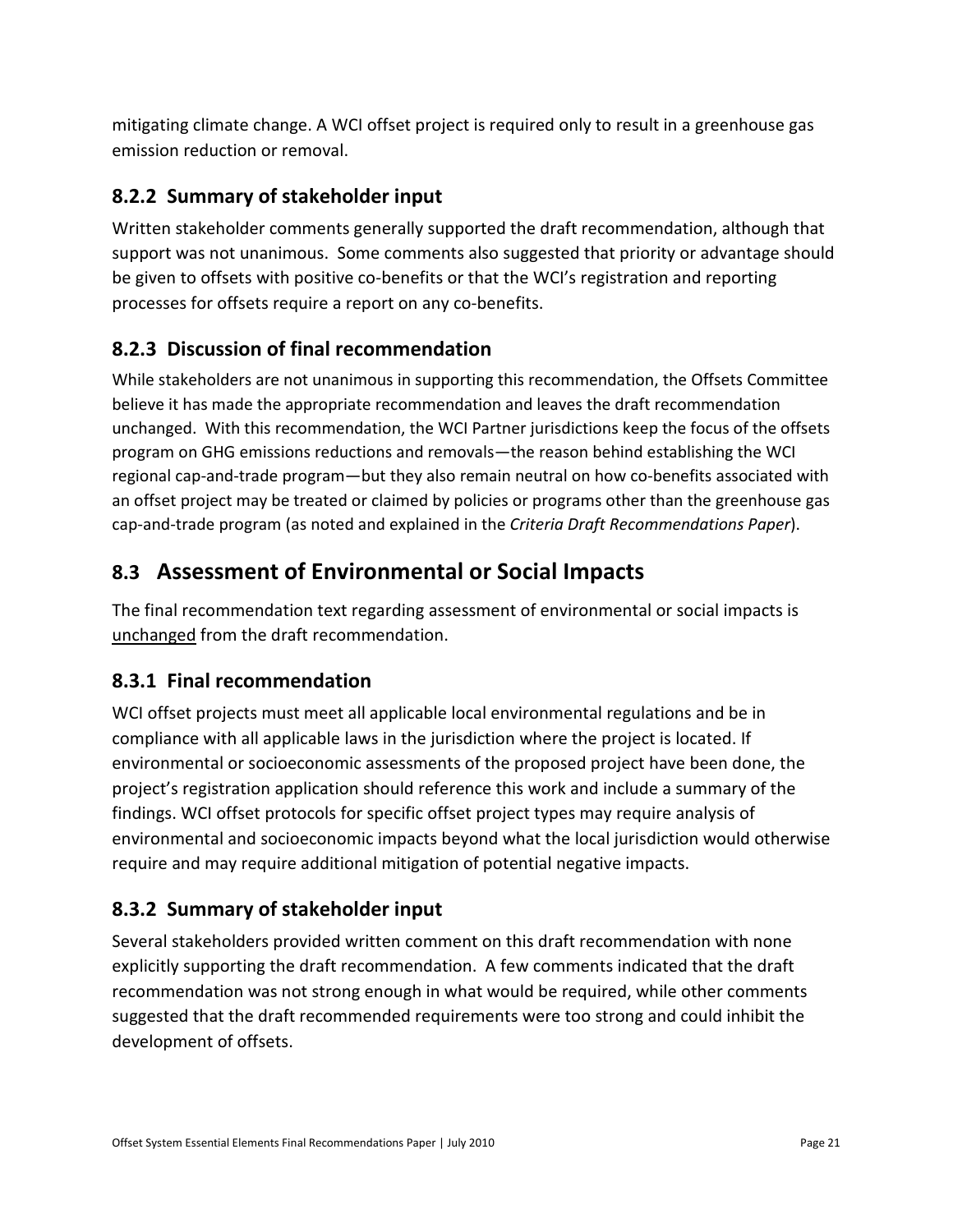mitigating climate change. A WCI offset project is required only to result in a greenhouse gas emission reduction or removal.

### 8.2.2 Summary of stakeholder input

Written stakeholder comments generally supported the draft recommendation, although that support was not unanimous. Some comments also suggested that priority or advantage should be given to offsets with positive co-benefits or that the WCI's registration and reporting processes for offsets require a report on any co-benefits.

### 8.2.3 Discussion of final recommendation

While stakeholders are not unanimous in supporting this recommendation, the Offsets Committee believe it has made the appropriate recommendation and leaves the draft recommendation unchanged. With this recommendation, the WCI Partner jurisdictions keep the focus of the offsets program on GHG emissions reductions and removals—the reason behind establishing the WCI regional cap-and-trade program—but they also remain neutral on how co-benefits associated with an offset project may be treated or claimed by policies or programs other than the greenhouse gas cap-and-trade program (as noted and explained in the *Criteria Draft Recommendations Paper*).

## 8.3 Assessment of Environmental or Social Impacts

The final recommendation text regarding assessment of environmental or social impacts is unchanged from the draft recommendation.

### 8.3.1 Final recommendation

WCI offset projects must meet all applicable local environmental regulations and be in compliance with all applicable laws in the jurisdiction where the project is located. If environmental or socioeconomic assessments of the proposed project have been done, the project's registration application should reference this work and include a summary of the findings. WCI offset protocols for specific offset project types may require analysis of environmental and socioeconomic impacts beyond what the local jurisdiction would otherwise require and may require additional mitigation of potential negative impacts.

### 8.3.2 Summary of stakeholder input

Several stakeholders provided written comment on this draft recommendation with none explicitly supporting the draft recommendation. A few comments indicated that the draft recommendation was not strong enough in what would be required, while other comments suggested that the draft recommended requirements were too strong and could inhibit the development of offsets.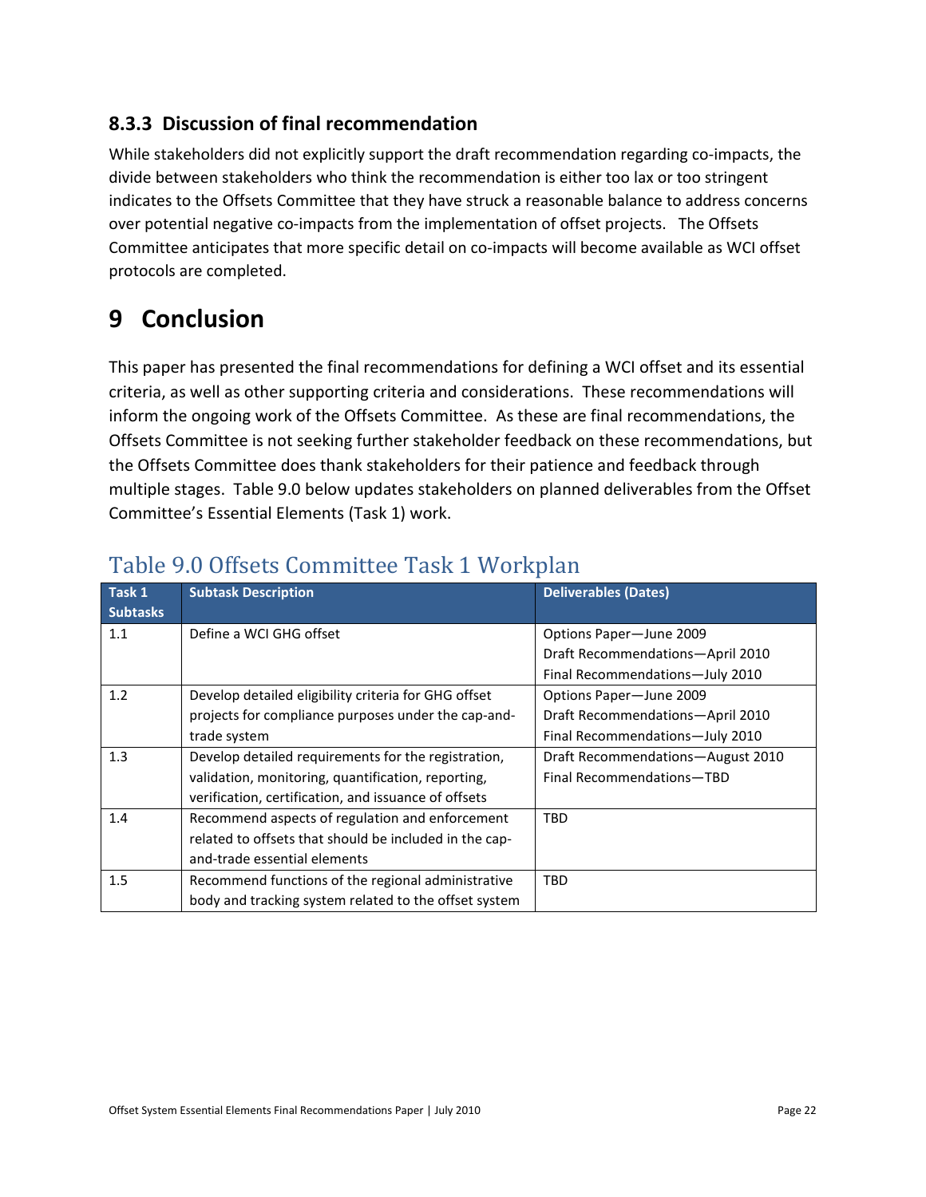### 8.3.3 Discussion of final recommendation

While stakeholders did not explicitly support the draft recommendation regarding co-impacts, the divide between stakeholders who think the recommendation is either too lax or too stringent indicates to the Offsets Committee that they have struck a reasonable balance to address concerns over potential negative co-impacts from the implementation of offset projects. The Offsets Committee anticipates that more specific detail on co-impacts will become available as WCI offset protocols are completed.

# 9 Conclusion

This paper has presented the final recommendations for defining a WCI offset and its essential criteria, as well as other supporting criteria and considerations. These recommendations will inform the ongoing work of the Offsets Committee. As these are final recommendations, the Offsets Committee is not seeking further stakeholder feedback on these recommendations, but the Offsets Committee does thank stakeholders for their patience and feedback through multiple stages. Table 9.0 below updates stakeholders on planned deliverables from the Offset Committee's Essential Elements (Task 1) work.

## Table 9.0 Offsets Committee Task 1 Workplan

| Task 1 Subtasks | Subtask Description | Deliverables (Dates) |
|---|---|---|
| 1.1 | Define a WCI GHG offset | Options Paper—June 2009<br>Draft Recommendations—April 2010<br>Final Recommendations—July 2010 |
| 1.2 | Develop detailed eligibility criteria for GHG offset projects for compliance purposes under the cap-and-trade system | Options Paper—June 2009<br>Draft Recommendations—April 2010<br>Final Recommendations—July 2010 |
| 1.3 | Develop detailed requirements for the registration, validation, monitoring, quantification, reporting, verification, certification, and issuance of offsets | Draft Recommendations—August 2010<br>Final Recommendations—TBD |
| 1.4 | Recommend aspects of regulation and enforcement related to offsets that should be included in the cap-and-trade essential elements | TBD |
| 1.5 | Recommend functions of the regional administrative body and tracking system related to the offset system | TBD |